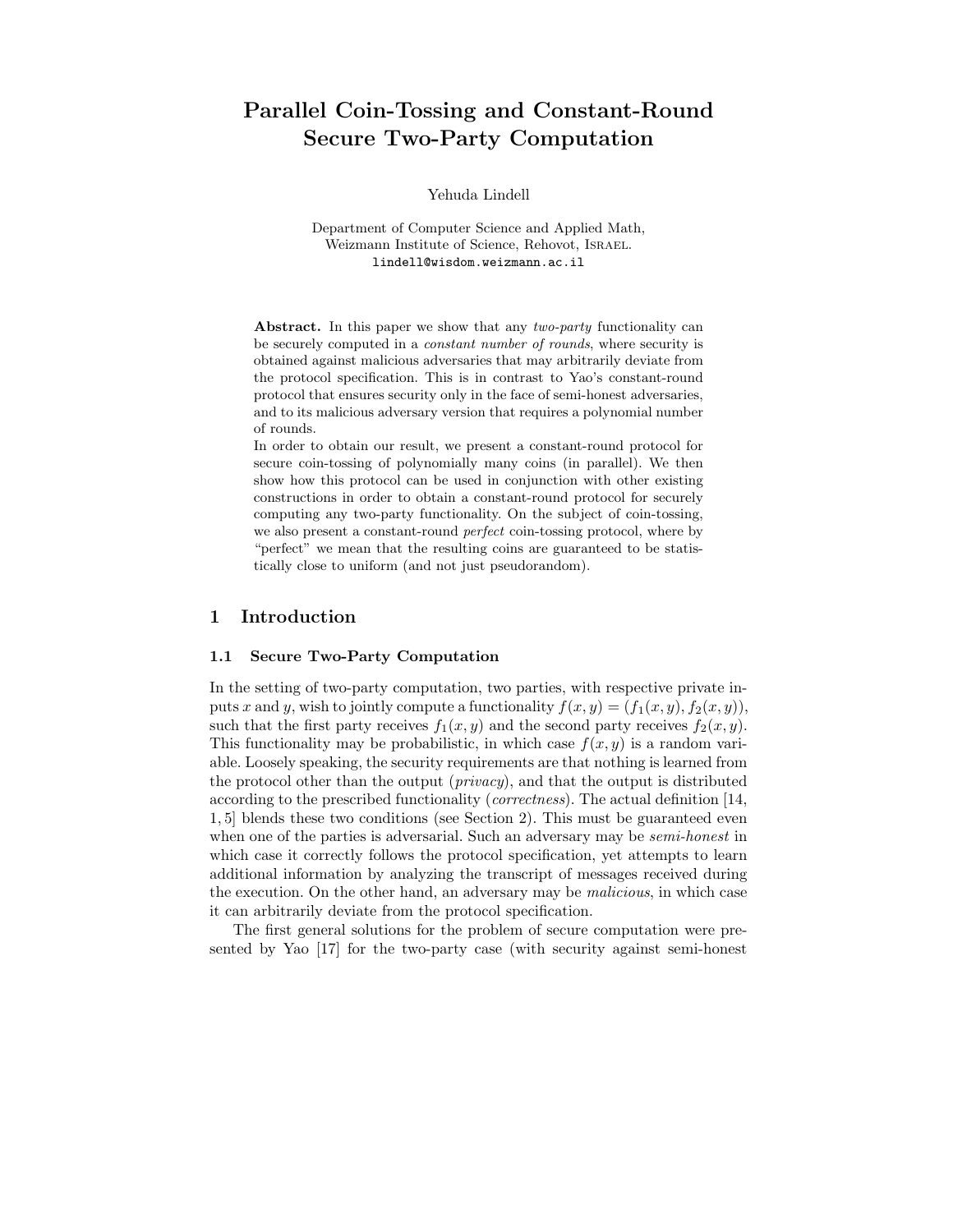# Parallel Coin-Tossing and Constant-Round Secure Two-Party Computation

Yehuda Lindell

Department of Computer Science and Applied Math,
Weizmann Institute of Science, Rehovot, Israel.
lindell@wisdom.weizmann.ac.il

**Abstract.** In this paper we show that any *two-party* functionality can be securely computed in a *constant number of rounds*, where security is obtained against malicious adversaries that may arbitrarily deviate from the protocol specification. This is in contrast to Yao's constant-round protocol that ensures security only in the face of semi-honest adversaries, and to its malicious adversary version that requires a polynomial number of rounds.

In order to obtain our result, we present a constant-round protocol for secure coin-tossing of polynomially many coins (in parallel). We then show how this protocol can be used in conjunction with other existing constructions in order to obtain a constant-round protocol for securely computing any two-party functionality. On the subject of coin-tossing, we also present a constant-round *perfect* coin-tossing protocol, where by "perfect" we mean that the resulting coins are guaranteed to be statistically close to uniform (and not just pseudorandom).

## 1 Introduction

### 1.1 Secure Two-Party Computation

In the setting of two-party computation, two parties, with respective private inputs $x$ and $y$, wish to jointly compute a functionality $f(x, y) = (f_1(x, y), f_2(x, y))$, such that the first party receives $f_1(x, y)$ and the second party receives $f_2(x, y)$. This functionality may be probabilistic, in which case $f(x, y)$ is a random variable. Loosely speaking, the security requirements are that nothing is learned from the protocol other than the output (*privacy*), and that the output is distributed according to the prescribed functionality (*correctness*). The actual definition [14, 1, 5] blends these two conditions (see Section 2). This must be guaranteed even when one of the parties is adversarial. Such an adversary may be *semi-honest* in which case it correctly follows the protocol specification, yet attempts to learn additional information by analyzing the transcript of messages received during the execution. On the other hand, an adversary may be *malicious*, in which case it can arbitrarily deviate from the protocol specification.

The first general solutions for the problem of secure computation were presented by Yao [17] for the two-party case (with security against semi-honest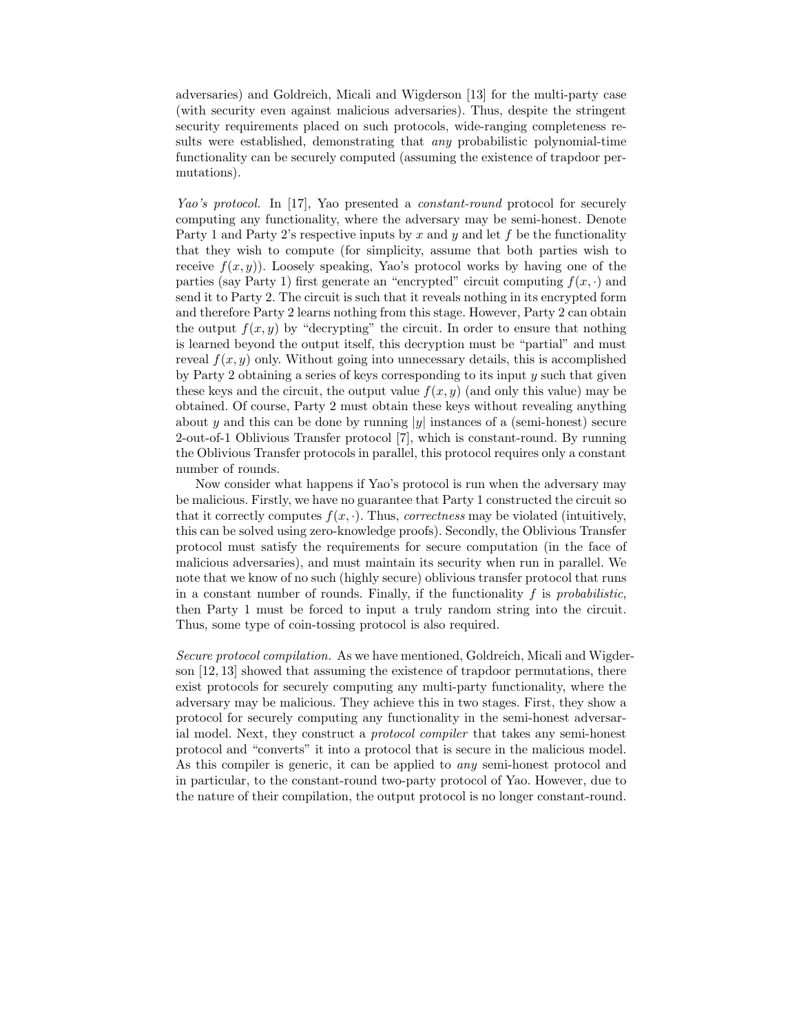adversaries) and Goldreich, Micali and Wigderson [13] for the multi-party case (with security even against malicious adversaries). Thus, despite the stringent security requirements placed on such protocols, wide-ranging completeness results were established, demonstrating that *any* probabilistic polynomial-time functionality can be securely computed (assuming the existence of trapdoor permutations).

*Yao's protocol.* In [17], Yao presented a *constant-round* protocol for securely computing any functionality, where the adversary may be semi-honest. Denote Party 1 and Party 2's respective inputs by $x$ and $y$ and let $f$ be the functionality that they wish to compute (for simplicity, assume that both parties wish to receive $f(x, y)$). Loosely speaking, Yao's protocol works by having one of the parties (say Party 1) first generate an "encrypted" circuit computing $f(x, \cdot)$ and send it to Party 2. The circuit is such that it reveals nothing in its encrypted form and therefore Party 2 learns nothing from this stage. However, Party 2 can obtain the output $f(x, y)$ by "decrypting" the circuit. In order to ensure that nothing is learned beyond the output itself, this decryption must be "partial" and must reveal $f(x, y)$ only. Without going into unnecessary details, this is accomplished by Party 2 obtaining a series of keys corresponding to its input $y$ such that given these keys and the circuit, the output value $f(x, y)$ (and only this value) may be obtained. Of course, Party 2 must obtain these keys without revealing anything about $y$ and this can be done by running $|y|$ instances of a (semi-honest) secure 2-out-of-1 Oblivious Transfer protocol [7], which is constant-round. By running the Oblivious Transfer protocols in parallel, this protocol requires only a constant number of rounds.

Now consider what happens if Yao's protocol is run when the adversary may be malicious. Firstly, we have no guarantee that Party 1 constructed the circuit so that it correctly computes $f(x, \cdot)$. Thus, *correctness* may be violated (intuitively, this can be solved using zero-knowledge proofs). Secondly, the Oblivious Transfer protocol must satisfy the requirements for secure computation (in the face of malicious adversaries), and must maintain its security when run in parallel. We note that we know of no such (highly secure) oblivious transfer protocol that runs in a constant number of rounds. Finally, if the functionality $f$ is *probabilistic*, then Party 1 must be forced to input a truly random string into the circuit. Thus, some type of coin-tossing protocol is also required.

*Secure protocol compilation.* As we have mentioned, Goldreich, Micali and Wigderson [12, 13] showed that assuming the existence of trapdoor permutations, there exist protocols for securely computing any multi-party functionality, where the adversary may be malicious. They achieve this in two stages. First, they show a protocol for securely computing any functionality in the semi-honest adversarial model. Next, they construct a *protocol compiler* that takes any semi-honest protocol and "converts" it into a protocol that is secure in the malicious model. As this compiler is generic, it can be applied to *any* semi-honest protocol and in particular, to the constant-round two-party protocol of Yao. However, due to the nature of their compilation, the output protocol is no longer constant-round.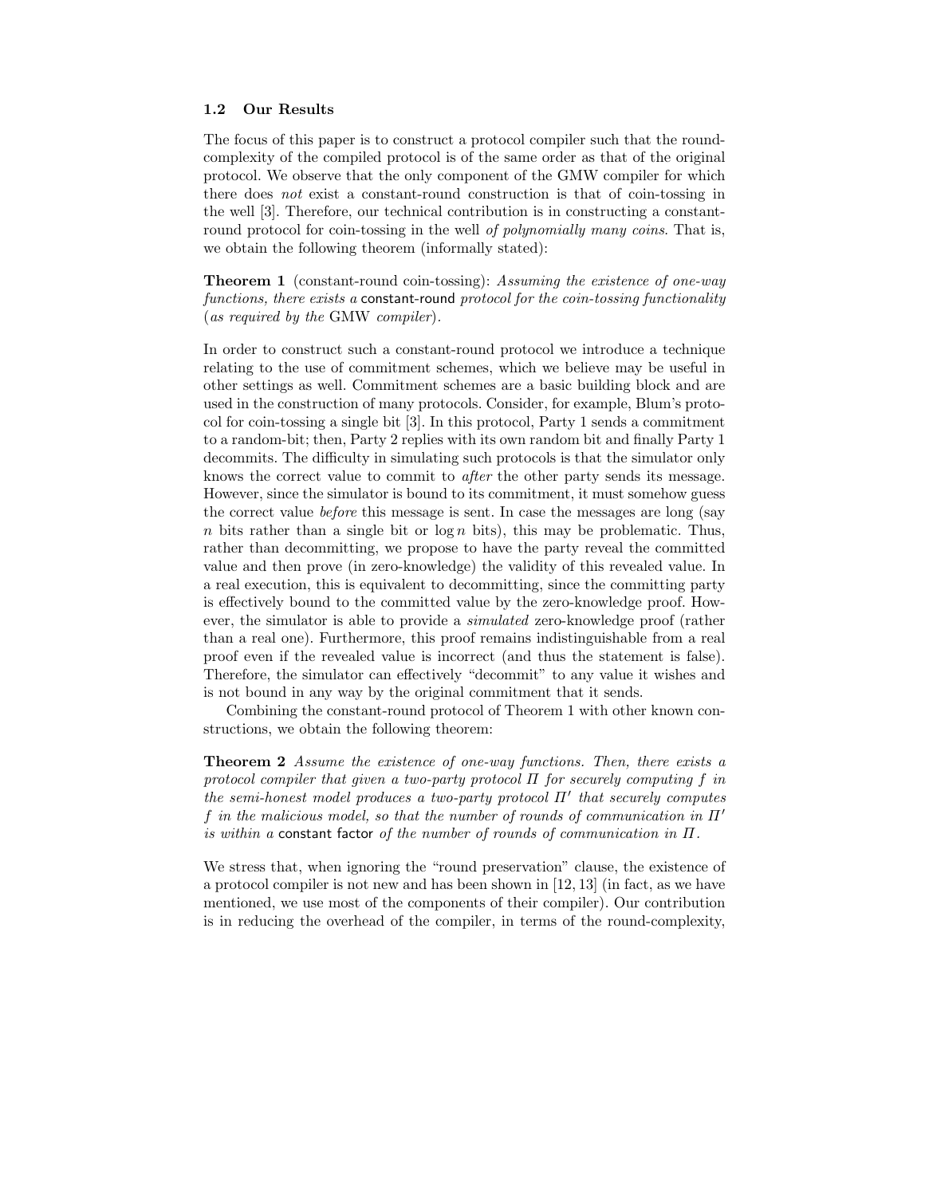### 1.2 Our Results

The focus of this paper is to construct a protocol compiler such that the round-complexity of the compiled protocol is of the same order as that of the original protocol. We observe that the only component of the GMW compiler for which there does *not* exist a constant-round construction is that of coin-tossing in the well [3]. Therefore, our technical contribution is in constructing a constant-round protocol for coin-tossing in the well *of polynomially many coins*. That is, we obtain the following theorem (informally stated):

**Theorem 1** (constant-round coin-tossing): *Assuming the existence of one-way functions, there exists a* constant-round *protocol for the coin-tossing functionality (as required by the* GMW *compiler).*

In order to construct such a constant-round protocol we introduce a technique relating to the use of commitment schemes, which we believe may be useful in other settings as well. Commitment schemes are a basic building block and are used in the construction of many protocols. Consider, for example, Blum's protocol for coin-tossing a single bit [3]. In this protocol, Party 1 sends a commitment to a random-bit; then, Party 2 replies with its own random bit and finally Party 1 decommits. The difficulty in simulating such protocols is that the simulator only knows the correct value to commit to *after* the other party sends its message. However, since the simulator is bound to its commitment, it must somehow guess the correct value *before* this message is sent. In case the messages are long (say $n$ bits rather than a single bit or $\log n$ bits), this may be problematic. Thus, rather than decommitting, we propose to have the party reveal the committed value and then prove (in zero-knowledge) the validity of this revealed value. In a real execution, this is equivalent to decommitting, since the committing party is effectively bound to the committed value by the zero-knowledge proof. However, the simulator is able to provide a *simulated* zero-knowledge proof (rather than a real one). Furthermore, this proof remains indistinguishable from a real proof even if the revealed value is incorrect (and thus the statement is false). Therefore, the simulator can effectively "decommit" to any value it wishes and is not bound in any way by the original commitment that it sends.

Combining the constant-round protocol of Theorem 1 with other known constructions, we obtain the following theorem:

**Theorem 2** *Assume the existence of one-way functions. Then, there exists a protocol compiler that given a two-party protocol $\Pi$ for securely computing $f$ in the semi-honest model produces a two-party protocol $\Pi'$ that securely computes $f$ in the malicious model, so that the number of rounds of communication in $\Pi'$ is within a* constant factor *of the number of rounds of communication in $\Pi$.*

We stress that, when ignoring the "round preservation" clause, the existence of a protocol compiler is not new and has been shown in [12, 13] (in fact, as we have mentioned, we use most of the components of their compiler). Our contribution is in reducing the overhead of the compiler, in terms of the round-complexity,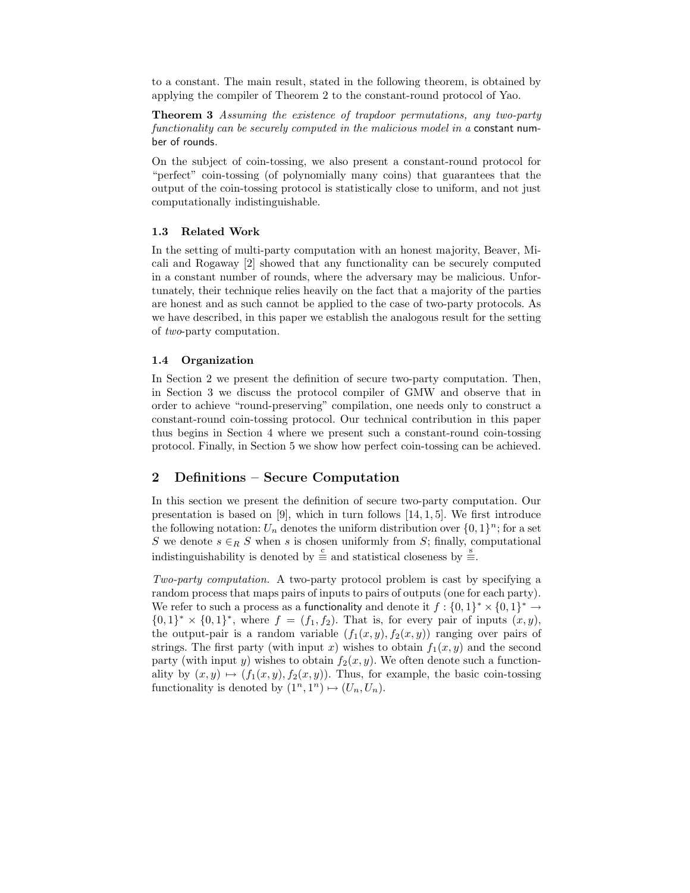to a constant. The main result, stated in the following theorem, is obtained by applying the compiler of Theorem 2 to the constant-round protocol of Yao.

**Theorem 3** *Assuming the existence of trapdoor permutations, any two-party functionality can be securely computed in the malicious model in a* constant number of rounds.

On the subject of coin-tossing, we also present a constant-round protocol for "perfect" coin-tossing (of polynomially many coins) that guarantees that the output of the coin-tossing protocol is statistically close to uniform, and not just computationally indistinguishable.

### 1.3 Related Work

In the setting of multi-party computation with an honest majority, Beaver, Micali and Rogaway [2] showed that any functionality can be securely computed in a constant number of rounds, where the adversary may be malicious. Unfortunately, their technique relies heavily on the fact that a majority of the parties are honest and as such cannot be applied to the case of two-party protocols. As we have described, in this paper we establish the analogous result for the setting of *two*-party computation.

### 1.4 Organization

In Section 2 we present the definition of secure two-party computation. Then, in Section 3 we discuss the protocol compiler of GMW and observe that in order to achieve "round-preserving" compilation, one needs only to construct a constant-round coin-tossing protocol. Our technical contribution in this paper thus begins in Section 4 where we present such a constant-round coin-tossing protocol. Finally, in Section 5 we show how perfect coin-tossing can be achieved.

## 2 Definitions – Secure Computation

In this section we present the definition of secure two-party computation. Our presentation is based on [9], which in turn follows [14, 1, 5]. We first introduce the following notation: $U_n$ denotes the uniform distribution over $\{0,1\}^n$; for a set $S$ we denote $s \in_R S$ when $s$ is chosen uniformly from $S$; finally, computational indistinguishability is denoted by $\stackrel{c}{\equiv}$ and statistical closeness by $\stackrel{s}{\equiv}$.

*Two-party computation.* A two-party protocol problem is cast by specifying a random process that maps pairs of inputs to pairs of outputs (one for each party). We refer to such a process as a functionality and denote it $f : \{0,1\}^* \times \{0,1\}^* \rightarrow \{0,1\}^* \times \{0,1\}^*$, where $f = (f_1, f_2)$. That is, for every pair of inputs $(x, y)$, the output-pair is a random variable $(f_1(x, y), f_2(x, y))$ ranging over pairs of strings. The first party (with input $x$) wishes to obtain $f_1(x, y)$ and the second party (with input $y$) wishes to obtain $f_2(x, y)$. We often denote such a functionality by $(x, y) \mapsto (f_1(x, y), f_2(x, y))$. Thus, for example, the basic coin-tossing functionality is denoted by $(1^n, 1^n) \mapsto (U_n, U_n)$.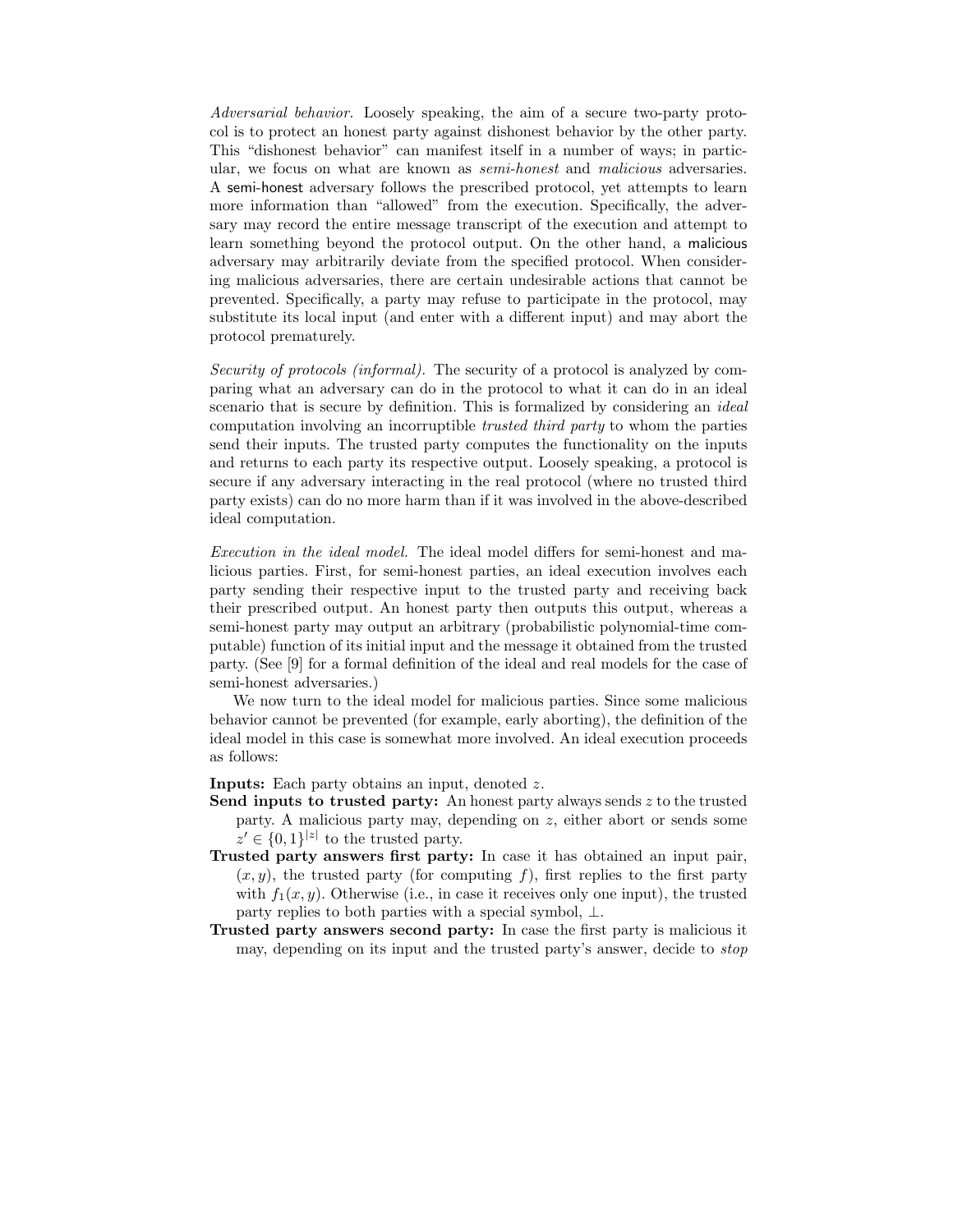*Adversarial behavior.* Loosely speaking, the aim of a secure two-party protocol is to protect an honest party against dishonest behavior by the other party. This "dishonest behavior" can manifest itself in a number of ways; in particular, we focus on what are known as *semi-honest* and *malicious* adversaries. A semi-honest adversary follows the prescribed protocol, yet attempts to learn more information than "allowed" from the execution. Specifically, the adversary may record the entire message transcript of the execution and attempt to learn something beyond the protocol output. On the other hand, a malicious adversary may arbitrarily deviate from the specified protocol. When considering malicious adversaries, there are certain undesirable actions that cannot be prevented. Specifically, a party may refuse to participate in the protocol, may substitute its local input (and enter with a different input) and may abort the protocol prematurely.

*Security of protocols (informal).* The security of a protocol is analyzed by comparing what an adversary can do in the protocol to what it can do in an ideal scenario that is secure by definition. This is formalized by considering an *ideal* computation involving an incorruptible *trusted third party* to whom the parties send their inputs. The trusted party computes the functionality on the inputs and returns to each party its respective output. Loosely speaking, a protocol is secure if any adversary interacting in the real protocol (where no trusted third party exists) can do no more harm than if it was involved in the above-described ideal computation.

*Execution in the ideal model.* The ideal model differs for semi-honest and malicious parties. First, for semi-honest parties, an ideal execution involves each party sending their respective input to the trusted party and receiving back their prescribed output. An honest party then outputs this output, whereas a semi-honest party may output an arbitrary (probabilistic polynomial-time computable) function of its initial input and the message it obtained from the trusted party. (See [9] for a formal definition of the ideal and real models for the case of semi-honest adversaries.)

We now turn to the ideal model for malicious parties. Since some malicious behavior cannot be prevented (for example, early aborting), the definition of the ideal model in this case is somewhat more involved. An ideal execution proceeds as follows:

**Inputs:** Each party obtains an input, denoted $z$.

**Send inputs to trusted party:** An honest party always sends $z$ to the trusted party. A malicious party may, depending on $z$, either abort or sends some $z' \in \{0,1\}^{|z|}$ to the trusted party.

**Trusted party answers first party:** In case it has obtained an input pair, $(x, y)$, the trusted party (for computing $f$), first replies to the first party with $f_1(x, y)$. Otherwise (i.e., in case it receives only one input), the trusted party replies to both parties with a special symbol, $\perp$.

**Trusted party answers second party:** In case the first party is malicious it may, depending on its input and the trusted party's answer, decide to *stop*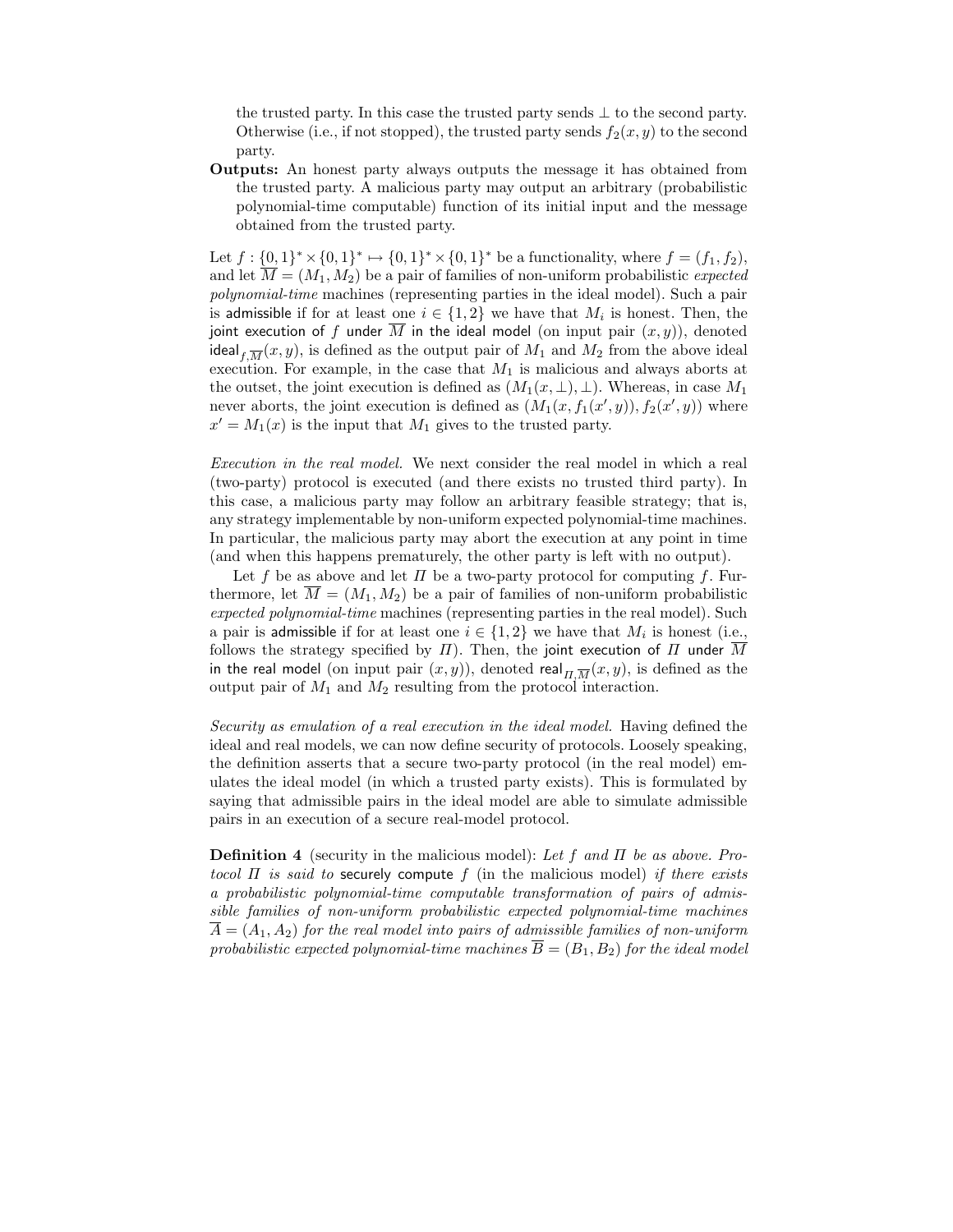the trusted party. In this case the trusted party sends $\perp$ to the second party. Otherwise (i.e., if not stopped), the trusted party sends $f_2(x, y)$ to the second party.

**Outputs:** An honest party always outputs the message it has obtained from the trusted party. A malicious party may output an arbitrary (probabilistic polynomial-time computable) function of its initial input and the message obtained from the trusted party.

Let $f : \{0,1\}^* \times \{0,1\}^* \mapsto \{0,1\}^* \times \{0,1\}^*$ be a functionality, where $f = (f_1, f_2)$, and let $\overline{M} = (M_1, M_2)$ be a pair of families of non-uniform probabilistic *expected polynomial-time* machines (representing parties in the ideal model). Such a pair is admissible if for at least one $i \in \{1, 2\}$ we have that $M_i$ is honest. Then, the joint execution of $f$ under $\overline{M}$ in the ideal model (on input pair $(x, y)$), denoted $\mathsf{ideal}_{f,\overline{M}}(x, y)$, is defined as the output pair of $M_1$ and $M_2$ from the above ideal execution. For example, in the case that $M_1$ is malicious and always aborts at the outset, the joint execution is defined as $(M_1(x, \perp), \perp)$. Whereas, in case $M_1$ never aborts, the joint execution is defined as $(M_1(x, f_1(x', y)), f_2(x', y))$ where $x' = M_1(x)$ is the input that $M_1$ gives to the trusted party.

*Execution in the real model.* We next consider the real model in which a real (two-party) protocol is executed (and there exists no trusted third party). In this case, a malicious party may follow an arbitrary feasible strategy; that is, any strategy implementable by non-uniform expected polynomial-time machines. In particular, the malicious party may abort the execution at any point in time (and when this happens prematurely, the other party is left with no output).

Let $f$ be as above and let $\Pi$ be a two-party protocol for computing $f$. Furthermore, let $\overline{M} = (M_1, M_2)$ be a pair of families of non-uniform probabilistic *expected polynomial-time* machines (representing parties in the real model). Such a pair is admissible if for at least one $i \in \{1, 2\}$ we have that $M_i$ is honest (i.e., follows the strategy specified by $\Pi$). Then, the joint execution of $\Pi$ under $\overline{M}$ in the real model (on input pair $(x, y)$), denoted $\mathsf{real}_{\Pi,\overline{M}}(x, y)$, is defined as the output pair of $M_1$ and $M_2$ resulting from the protocol interaction.

*Security as emulation of a real execution in the ideal model.* Having defined the ideal and real models, we can now define security of protocols. Loosely speaking, the definition asserts that a secure two-party protocol (in the real model) emulates the ideal model (in which a trusted party exists). This is formulated by saying that admissible pairs in the ideal model are able to simulate admissible pairs in an execution of a secure real-model protocol.

**Definition 4** (security in the malicious model): *Let $f$ and $\Pi$ be as above. Protocol $\Pi$ is said to* securely compute *$f$ (in the malicious model) if there exists a probabilistic polynomial-time computable transformation of pairs of admissible families of non-uniform probabilistic expected polynomial-time machines $\overline{A} = (A_1, A_2)$ for the real model into pairs of admissible families of non-uniform probabilistic expected polynomial-time machines $\overline{B} = (B_1, B_2)$ for the ideal model*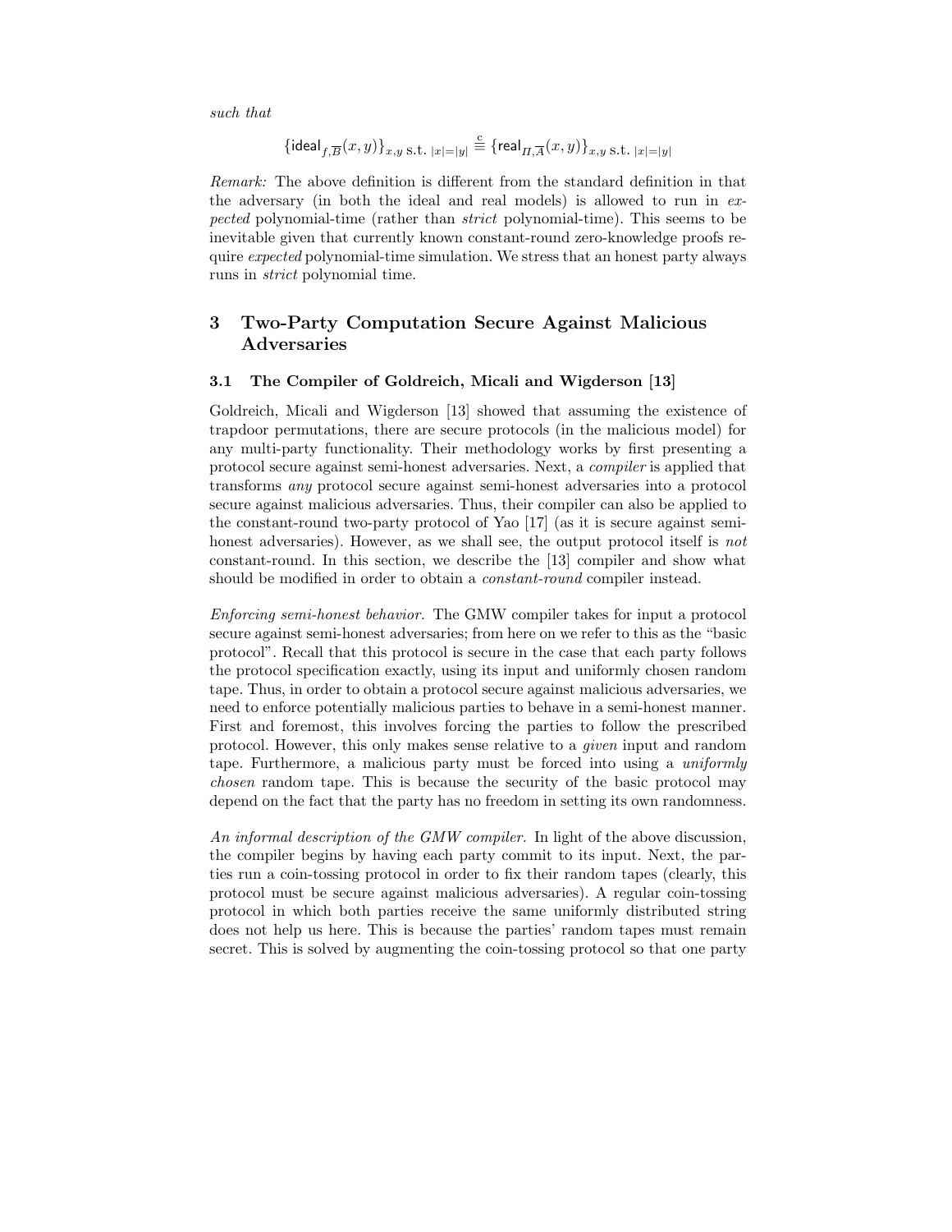*such that*

$$\{\mathsf{ideal}_{f,\overline{B}}(x,y)\}_{x,y \text{ s.t. } |x|=|y|} \stackrel{\text{c}}{\equiv} \{\mathsf{real}_{\Pi,\overline{A}}(x,y)\}_{x,y \text{ s.t. } |x|=|y|}$$

*Remark:* The above definition is different from the standard definition in that the adversary (in both the ideal and real models) is allowed to run in *expected* polynomial-time (rather than *strict* polynomial-time). This seems to be inevitable given that currently known constant-round zero-knowledge proofs require *expected* polynomial-time simulation. We stress that an honest party always runs in *strict* polynomial time.

## 3 Two-Party Computation Secure Against Malicious Adversaries

### 3.1 The Compiler of Goldreich, Micali and Wigderson [13]

Goldreich, Micali and Wigderson [13] showed that assuming the existence of trapdoor permutations, there are secure protocols (in the malicious model) for any multi-party functionality. Their methodology works by first presenting a protocol secure against semi-honest adversaries. Next, a *compiler* is applied that transforms *any* protocol secure against semi-honest adversaries into a protocol secure against malicious adversaries. Thus, their compiler can also be applied to the constant-round two-party protocol of Yao [17] (as it is secure against semi-honest adversaries). However, as we shall see, the output protocol itself is *not* constant-round. In this section, we describe the [13] compiler and show what should be modified in order to obtain a *constant-round* compiler instead.

*Enforcing semi-honest behavior.* The GMW compiler takes for input a protocol secure against semi-honest adversaries; from here on we refer to this as the "basic protocol". Recall that this protocol is secure in the case that each party follows the protocol specification exactly, using its input and uniformly chosen random tape. Thus, in order to obtain a protocol secure against malicious adversaries, we need to enforce potentially malicious parties to behave in a semi-honest manner. First and foremost, this involves forcing the parties to follow the prescribed protocol. However, this only makes sense relative to a *given* input and random tape. Furthermore, a malicious party must be forced into using a *uniformly chosen* random tape. This is because the security of the basic protocol may depend on the fact that the party has no freedom in setting its own randomness.

*An informal description of the GMW compiler.* In light of the above discussion, the compiler begins by having each party commit to its input. Next, the parties run a coin-tossing protocol in order to fix their random tapes (clearly, this protocol must be secure against malicious adversaries). A regular coin-tossing protocol in which both parties receive the same uniformly distributed string does not help us here. This is because the parties' random tapes must remain secret. This is solved by augmenting the coin-tossing protocol so that one party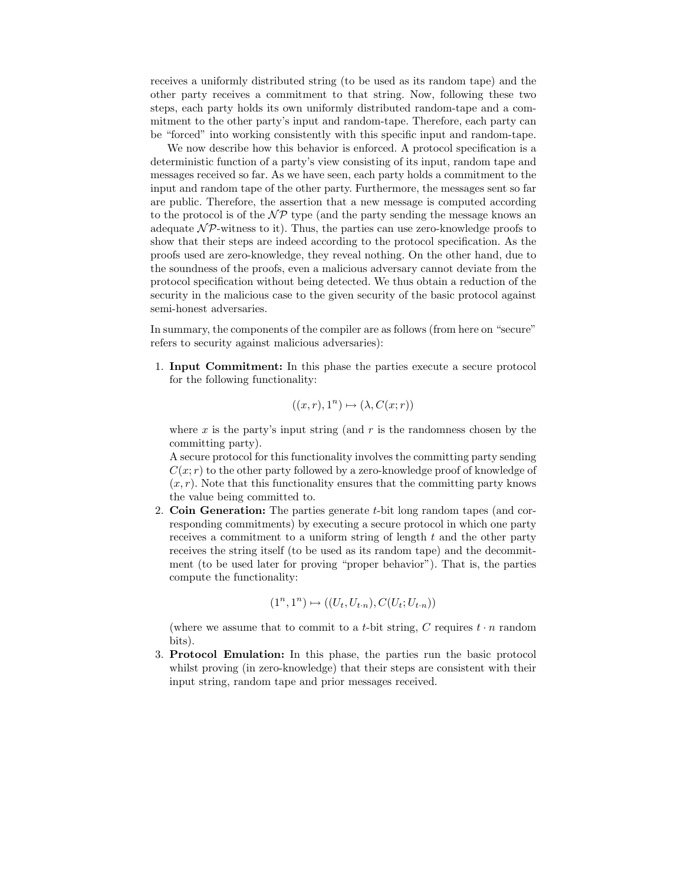receives a uniformly distributed string (to be used as its random tape) and the other party receives a commitment to that string. Now, following these two steps, each party holds its own uniformly distributed random-tape and a commitment to the other party's input and random-tape. Therefore, each party can be "forced" into working consistently with this specific input and random-tape.

We now describe how this behavior is enforced. A protocol specification is a deterministic function of a party's view consisting of its input, random tape and messages received so far. As we have seen, each party holds a commitment to the input and random tape of the other party. Furthermore, the messages sent so far are public. Therefore, the assertion that a new message is computed according to the protocol is of the $\mathcal{NP}$ type (and the party sending the message knows an adequate $\mathcal{NP}$-witness to it). Thus, the parties can use zero-knowledge proofs to show that their steps are indeed according to the protocol specification. As the proofs used are zero-knowledge, they reveal nothing. On the other hand, due to the soundness of the proofs, even a malicious adversary cannot deviate from the protocol specification without being detected. We thus obtain a reduction of the security in the malicious case to the given security of the basic protocol against semi-honest adversaries.

In summary, the components of the compiler are as follows (from here on "secure" refers to security against malicious adversaries):

1. **Input Commitment:** In this phase the parties execute a secure protocol for the following functionality:

$$((x, r), 1^n) \mapsto (\lambda, C(x; r))$$

where $x$ is the party's input string (and $r$ is the randomness chosen by the committing party).
A secure protocol for this functionality involves the committing party sending $C(x; r)$ to the other party followed by a zero-knowledge proof of knowledge of $(x, r)$. Note that this functionality ensures that the committing party knows the value being committed to.

2. **Coin Generation:** The parties generate $t$-bit long random tapes (and corresponding commitments) by executing a secure protocol in which one party receives a commitment to a uniform string of length $t$ and the other party receives the string itself (to be used as its random tape) and the decommitment (to be used later for proving "proper behavior"). That is, the parties compute the functionality:

$$(1^n, 1^n) \mapsto ((U_t, U_{t \cdot n}), C(U_t; U_{t \cdot n}))$$

(where we assume that to commit to a $t$-bit string, $C$ requires $t \cdot n$ random bits).

3. **Protocol Emulation:** In this phase, the parties run the basic protocol whilst proving (in zero-knowledge) that their steps are consistent with their input string, random tape and prior messages received.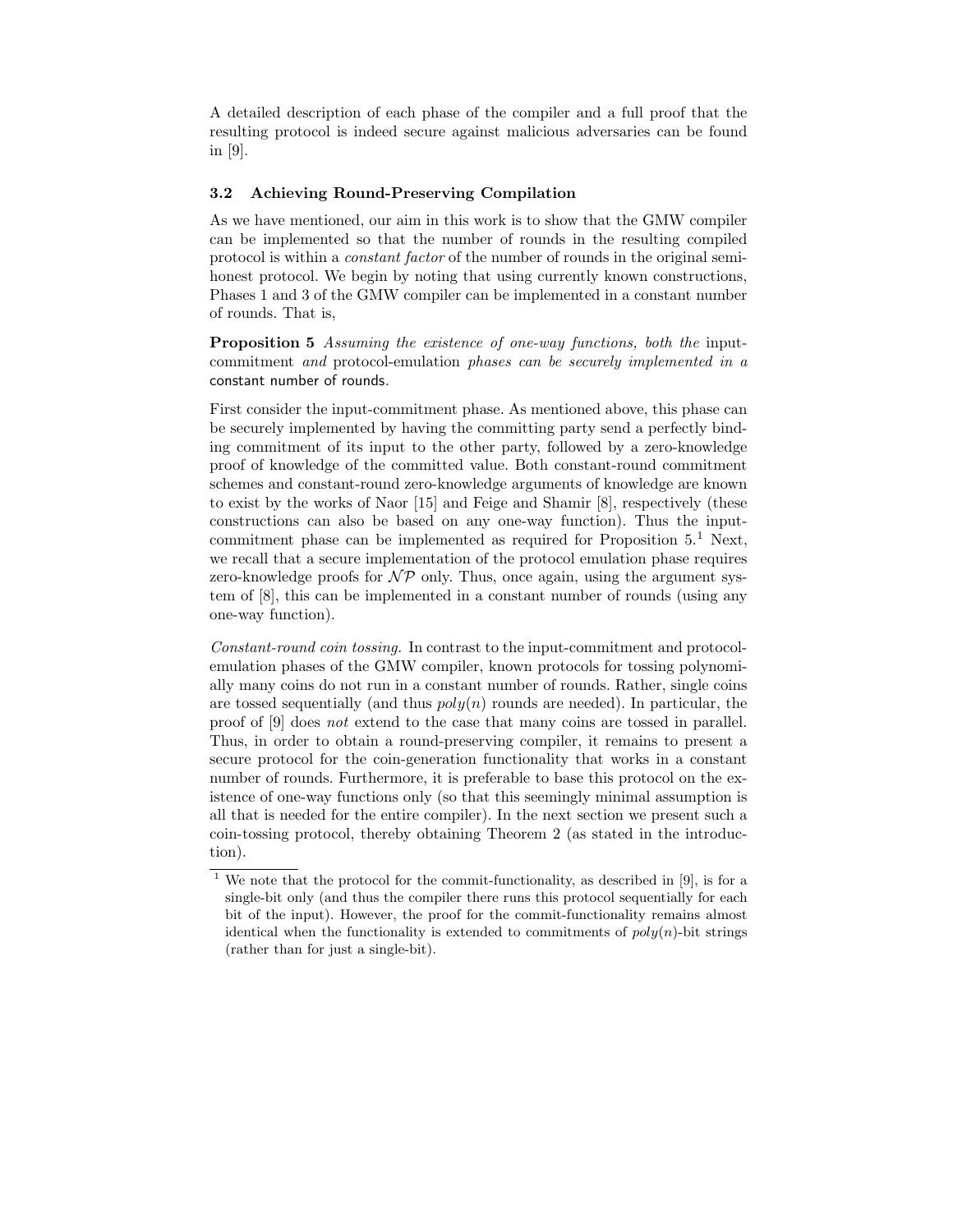A detailed description of each phase of the compiler and a full proof that the resulting protocol is indeed secure against malicious adversaries can be found in [9].

### 3.2 Achieving Round-Preserving Compilation

As we have mentioned, our aim in this work is to show that the GMW compiler can be implemented so that the number of rounds in the resulting compiled protocol is within a *constant factor* of the number of rounds in the original semi-honest protocol. We begin by noting that using currently known constructions, Phases 1 and 3 of the GMW compiler can be implemented in a constant number of rounds. That is,

**Proposition 5** *Assuming the existence of one-way functions, both the* input-commitment *and* protocol-emulation *phases can be securely implemented in a* constant number of rounds.

First consider the input-commitment phase. As mentioned above, this phase can be securely implemented by having the committing party send a perfectly binding commitment of its input to the other party, followed by a zero-knowledge proof of knowledge of the committed value. Both constant-round commitment schemes and constant-round zero-knowledge arguments of knowledge are known to exist by the works of Naor [15] and Feige and Shamir [8], respectively (these constructions can also be based on any one-way function). Thus the input-commitment phase can be implemented as required for Proposition 5.[1] Next, we recall that a secure implementation of the protocol emulation phase requires zero-knowledge proofs for $\mathcal{NP}$ only. Thus, once again, using the argument system of [8], this can be implemented in a constant number of rounds (using any one-way function).

*Constant-round coin tossing.* In contrast to the input-commitment and protocol-emulation phases of the GMW compiler, known protocols for tossing polynomially many coins do not run in a constant number of rounds. Rather, single coins are tossed sequentially (and thus $poly(n)$ rounds are needed). In particular, the proof of [9] does *not* extend to the case that many coins are tossed in parallel. Thus, in order to obtain a round-preserving compiler, it remains to present a secure protocol for the coin-generation functionality that works in a constant number of rounds. Furthermore, it is preferable to base this protocol on the existence of one-way functions only (so that this seemingly minimal assumption is all that is needed for the entire compiler). In the next section we present such a coin-tossing protocol, thereby obtaining Theorem 2 (as stated in the introduction).

[1] We note that the protocol for the commit-functionality, as described in [9], is for a single-bit only (and thus the compiler there runs this protocol sequentially for each bit of the input). However, the proof for the commit-functionality remains almost identical when the functionality is extended to commitments of $poly(n)$-bit strings (rather than for just a single-bit).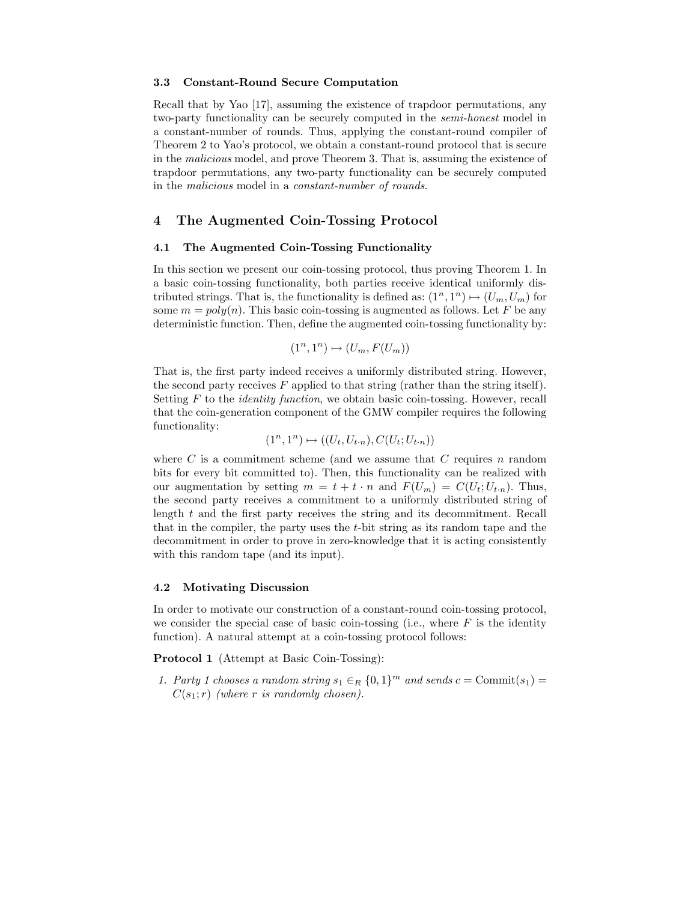### 3.3 Constant-Round Secure Computation

Recall that by Yao [17], assuming the existence of trapdoor permutations, any two-party functionality can be securely computed in the *semi-honest* model in a constant-number of rounds. Thus, applying the constant-round compiler of Theorem 2 to Yao's protocol, we obtain a constant-round protocol that is secure in the *malicious* model, and prove Theorem 3. That is, assuming the existence of trapdoor permutations, any two-party functionality can be securely computed in the *malicious* model in a *constant-number of rounds*.

## 4 The Augmented Coin-Tossing Protocol

### 4.1 The Augmented Coin-Tossing Functionality

In this section we present our coin-tossing protocol, thus proving Theorem 1. In a basic coin-tossing functionality, both parties receive identical uniformly distributed strings. That is, the functionality is defined as: $(1^n, 1^n) \mapsto (U_m, U_m)$ for some $m = poly(n)$. This basic coin-tossing is augmented as follows. Let $F$ be any deterministic function. Then, define the augmented coin-tossing functionality by:

$$(1^n, 1^n) \mapsto (U_m, F(U_m))$$

That is, the first party indeed receives a uniformly distributed string. However, the second party receives $F$ applied to that string (rather than the string itself). Setting $F$ to the *identity function*, we obtain basic coin-tossing. However, recall that the coin-generation component of the GMW compiler requires the following functionality:

$$(1^n, 1^n) \mapsto ((U_t, U_{t \cdot n}), C(U_t; U_{t \cdot n}))$$

where $C$ is a commitment scheme (and we assume that $C$ requires $n$ random bits for every bit committed to). Then, this functionality can be realized with our augmentation by setting $m = t + t \cdot n$ and $F(U_m) = C(U_t; U_{t \cdot n})$. Thus, the second party receives a commitment to a uniformly distributed string of length $t$ and the first party receives the string and its decommitment. Recall that in the compiler, the party uses the $t$-bit string as its random tape and the decommitment in order to prove in zero-knowledge that it is acting consistently with this random tape (and its input).

### 4.2 Motivating Discussion

In order to motivate our construction of a constant-round coin-tossing protocol, we consider the special case of basic coin-tossing (i.e., where $F$ is the identity function). A natural attempt at a coin-tossing protocol follows:

**Protocol 1** (Attempt at Basic Coin-Tossing):

1. *Party 1 chooses a random string* $s_1 \in_R \{0,1\}^m$ *and sends* $c = \text{Commit}(s_1) = C(s_1; r)$ *(where* $r$ *is randomly chosen).*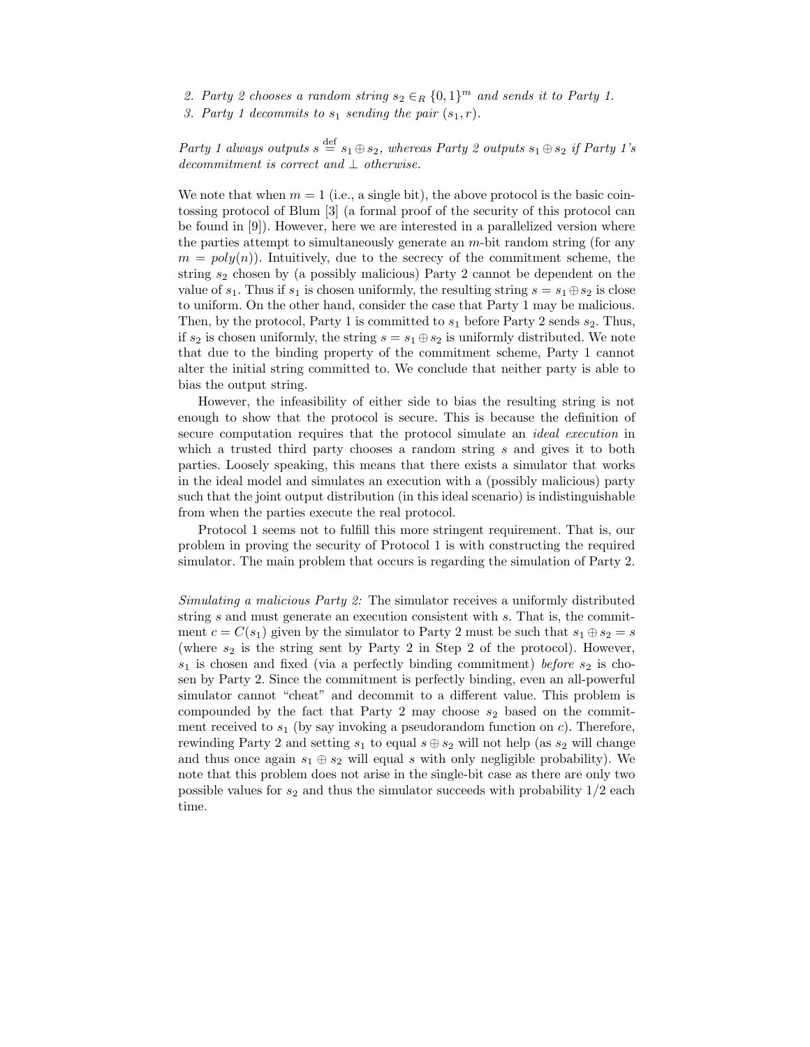*2. Party 2 chooses a random string $s_2 \in_R \{0,1\}^m$ and sends it to Party 1.*
*3. Party 1 decommits to $s_1$ sending the pair $(s_1, r)$.*

*Party 1 always outputs $s \stackrel{\text{def}}{=} s_1 \oplus s_2$, whereas Party 2 outputs $s_1 \oplus s_2$ if Party 1's decommitment is correct and $\perp$ otherwise.*

We note that when $m = 1$ (i.e., a single bit), the above protocol is the basic coin-tossing protocol of Blum [3] (a formal proof of the security of this protocol can be found in [9]). However, here we are interested in a parallelized version where the parties attempt to simultaneously generate an $m$-bit random string (for any $m = poly(n)$). Intuitively, due to the secrecy of the commitment scheme, the string $s_2$ chosen by (a possibly malicious) Party 2 cannot be dependent on the value of $s_1$. Thus if $s_1$ is chosen uniformly, the resulting string $s = s_1 \oplus s_2$ is close to uniform. On the other hand, consider the case that Party 1 may be malicious. Then, by the protocol, Party 1 is committed to $s_1$ before Party 2 sends $s_2$. Thus, if $s_2$ is chosen uniformly, the string $s = s_1 \oplus s_2$ is uniformly distributed. We note that due to the binding property of the commitment scheme, Party 1 cannot alter the initial string committed to. We conclude that neither party is able to bias the output string.

However, the infeasibility of either side to bias the resulting string is not enough to show that the protocol is secure. This is because the definition of secure computation requires that the protocol simulate an *ideal execution* in which a trusted third party chooses a random string $s$ and gives it to both parties. Loosely speaking, this means that there exists a simulator that works in the ideal model and simulates an execution with a (possibly malicious) party such that the joint output distribution (in this ideal scenario) is indistinguishable from when the parties execute the real protocol.

Protocol 1 seems not to fulfill this more stringent requirement. That is, our problem in proving the security of Protocol 1 is with constructing the required simulator. The main problem that occurs is regarding the simulation of Party 2.

*Simulating a malicious Party 2:* The simulator receives a uniformly distributed string $s$ and must generate an execution consistent with $s$. That is, the commitment $c = C(s_1)$ given by the simulator to Party 2 must be such that $s_1 \oplus s_2 = s$ (where $s_2$ is the string sent by Party 2 in Step 2 of the protocol). However, $s_1$ is chosen and fixed (via a perfectly binding commitment) *before* $s_2$ is chosen by Party 2. Since the commitment is perfectly binding, even an all-powerful simulator cannot "cheat" and decommit to a different value. This problem is compounded by the fact that Party 2 may choose $s_2$ based on the commitment received to $s_1$ (by say invoking a pseudorandom function on $c$). Therefore, rewinding Party 2 and setting $s_1$ to equal $s \oplus s_2$ will not help (as $s_2$ will change and thus once again $s_1 \oplus s_2$ will equal $s$ with only negligible probability). We note that this problem does not arise in the single-bit case as there are only two possible values for $s_2$ and thus the simulator succeeds with probability 1/2 each time.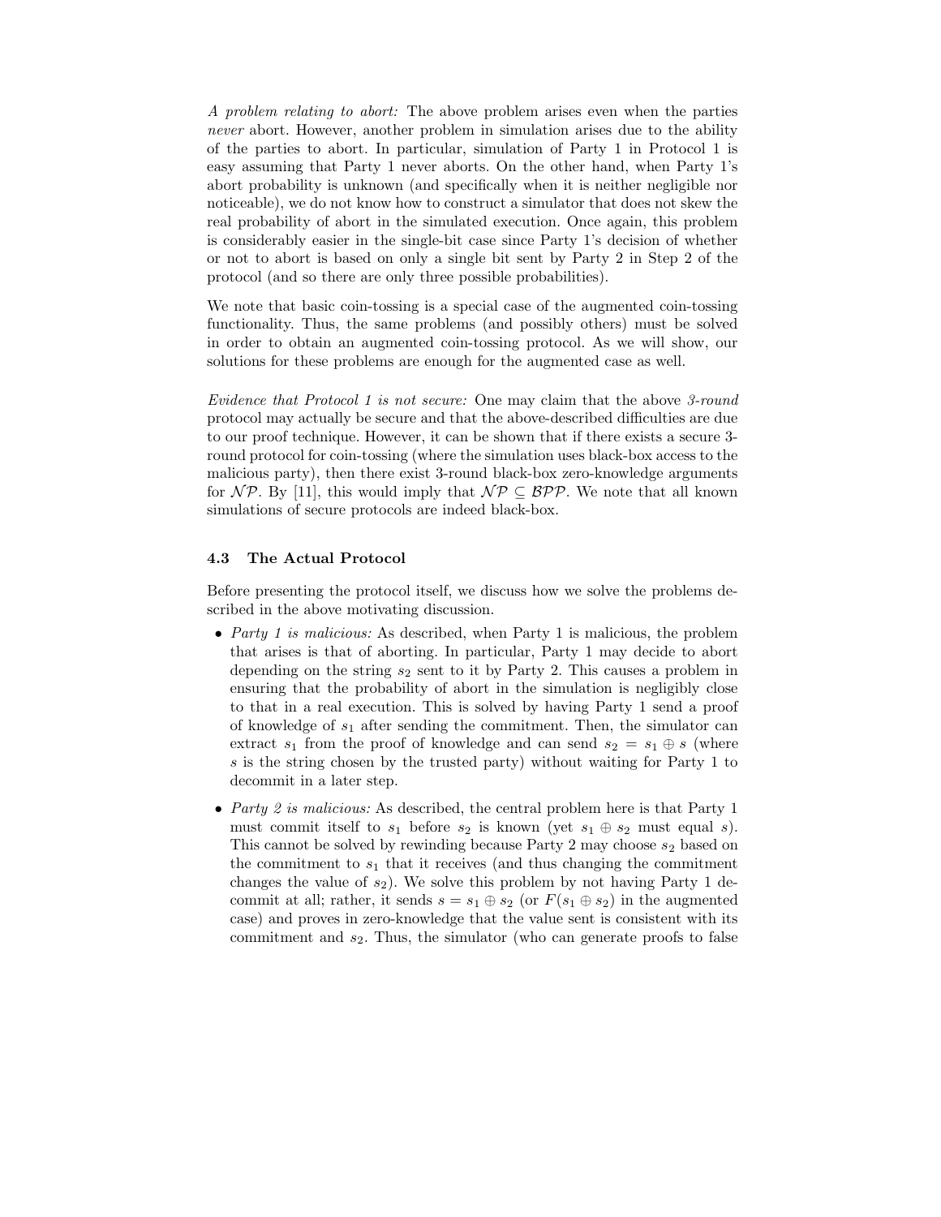*A problem relating to abort:* The above problem arises even when the parties *never* abort. However, another problem in simulation arises due to the ability of the parties to abort. In particular, simulation of Party 1 in Protocol 1 is easy assuming that Party 1 never aborts. On the other hand, when Party 1's abort probability is unknown (and specifically when it is neither negligible nor noticeable), we do not know how to construct a simulator that does not skew the real probability of abort in the simulated execution. Once again, this problem is considerably easier in the single-bit case since Party 1's decision of whether or not to abort is based on only a single bit sent by Party 2 in Step 2 of the protocol (and so there are only three possible probabilities).

We note that basic coin-tossing is a special case of the augmented coin-tossing functionality. Thus, the same problems (and possibly others) must be solved in order to obtain an augmented coin-tossing protocol. As we will show, our solutions for these problems are enough for the augmented case as well.

*Evidence that Protocol 1 is not secure:* One may claim that the above *3-round* protocol may actually be secure and that the above-described difficulties are due to our proof technique. However, it can be shown that if there exists a secure 3-round protocol for coin-tossing (where the simulation uses black-box access to the malicious party), then there exist 3-round black-box zero-knowledge arguments for $\mathcal{NP}$. By [11], this would imply that $\mathcal{NP} \subseteq \mathcal{BPP}$. We note that all known simulations of secure protocols are indeed black-box.

### 4.3 The Actual Protocol

Before presenting the protocol itself, we discuss how we solve the problems described in the above motivating discussion.

- *Party 1 is malicious:* As described, when Party 1 is malicious, the problem that arises is that of aborting. In particular, Party 1 may decide to abort depending on the string $s_2$ sent to it by Party 2. This causes a problem in ensuring that the probability of abort in the simulation is negligibly close to that in a real execution. This is solved by having Party 1 send a proof of knowledge of $s_1$ after sending the commitment. Then, the simulator can extract $s_1$ from the proof of knowledge and can send $s_2 = s_1 \oplus s$ (where $s$ is the string chosen by the trusted party) without waiting for Party 1 to decommit in a later step.
- *Party 2 is malicious:* As described, the central problem here is that Party 1 must commit itself to $s_1$ before $s_2$ is known (yet $s_1 \oplus s_2$ must equal $s$). This cannot be solved by rewinding because Party 2 may choose $s_2$ based on the commitment to $s_1$ that it receives (and thus changing the commitment changes the value of $s_2$). We solve this problem by not having Party 1 decommit at all; rather, it sends $s = s_1 \oplus s_2$ (or $F(s_1 \oplus s_2)$ in the augmented case) and proves in zero-knowledge that the value sent is consistent with its commitment and $s_2$. Thus, the simulator (who can generate proofs to false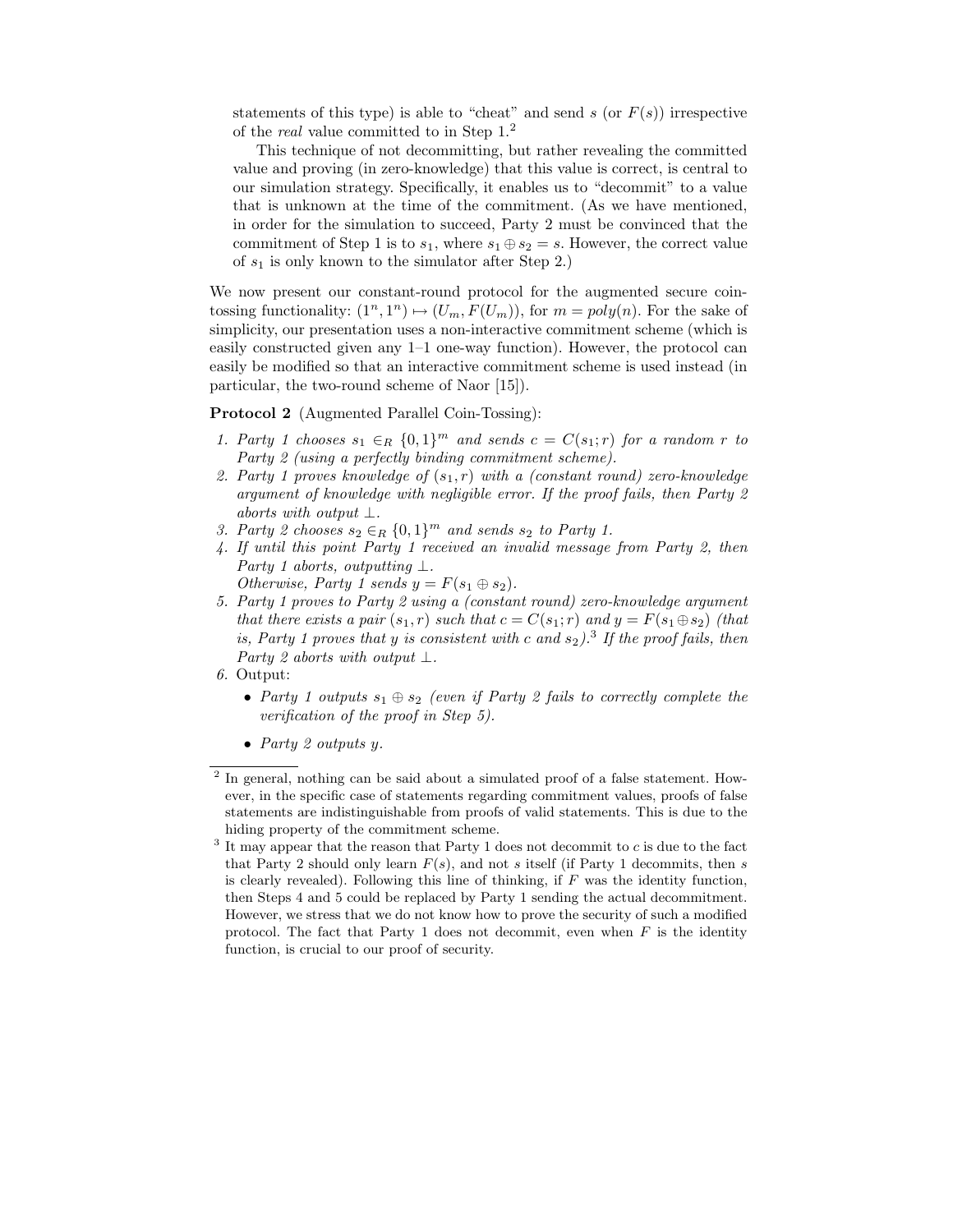statements of this type) is able to "cheat" and send $s$ (or $F(s)$) irrespective of the *real* value committed to in Step 1.[2]

This technique of not decommitting, but rather revealing the committed value and proving (in zero-knowledge) that this value is correct, is central to our simulation strategy. Specifically, it enables us to "decommit" to a value that is unknown at the time of the commitment. (As we have mentioned, in order for the simulation to succeed, Party 2 must be convinced that the commitment of Step 1 is to $s_1$, where $s_1 \oplus s_2 = s$. However, the correct value of $s_1$ is only known to the simulator after Step 2.)

We now present our constant-round protocol for the augmented secure coin-tossing functionality: $(1^n, 1^n) \mapsto (U_m, F(U_m))$, for $m = poly(n)$. For the sake of simplicity, our presentation uses a non-interactive commitment scheme (which is easily constructed given any 1–1 one-way function). However, the protocol can easily be modified so that an interactive commitment scheme is used instead (in particular, the two-round scheme of Naor [15]).

**Protocol 2** (Augmented Parallel Coin-Tossing):

1. *Party 1 chooses $s_1 \in_R \{0,1\}^m$ and sends $c = C(s_1; r)$ for a random $r$ to Party 2 (using a perfectly binding commitment scheme).*
2. *Party 1 proves knowledge of $(s_1, r)$ with a (constant round) zero-knowledge argument of knowledge with negligible error. If the proof fails, then Party 2 aborts with output $\perp$.*
3. *Party 2 chooses $s_2 \in_R \{0,1\}^m$ and sends $s_2$ to Party 1.*
4. *If until this point Party 1 received an invalid message from Party 2, then Party 1 aborts, outputting $\perp$.*
   *Otherwise, Party 1 sends $y = F(s_1 \oplus s_2)$.*
5. *Party 1 proves to Party 2 using a (constant round) zero-knowledge argument that there exists a pair $(s_1, r)$ such that $c = C(s_1; r)$ and $y = F(s_1 \oplus s_2)$ (that is, Party 1 proves that $y$ is consistent with $c$ and $s_2$).[3] If the proof fails, then Party 2 aborts with output $\perp$.*
6. Output:
   - *Party 1 outputs $s_1 \oplus s_2$ (even if Party 2 fails to correctly complete the verification of the proof in Step 5).*
   - *Party 2 outputs $y$.*

---

[2] In general, nothing can be said about a simulated proof of a false statement. However, in the specific case of statements regarding commitment values, proofs of false statements are indistinguishable from proofs of valid statements. This is due to the hiding property of the commitment scheme.

[3] It may appear that the reason that Party 1 does not decommit to $c$ is due to the fact that Party 2 should only learn $F(s)$, and not $s$ itself (if Party 1 decommits, then $s$ is clearly revealed). Following this line of thinking, if $F$ was the identity function, then Steps 4 and 5 could be replaced by Party 1 sending the actual decommitment. However, we stress that we do not know how to prove the security of such a modified protocol. The fact that Party 1 does not decommit, even when $F$ is the identity function, is crucial to our proof of security.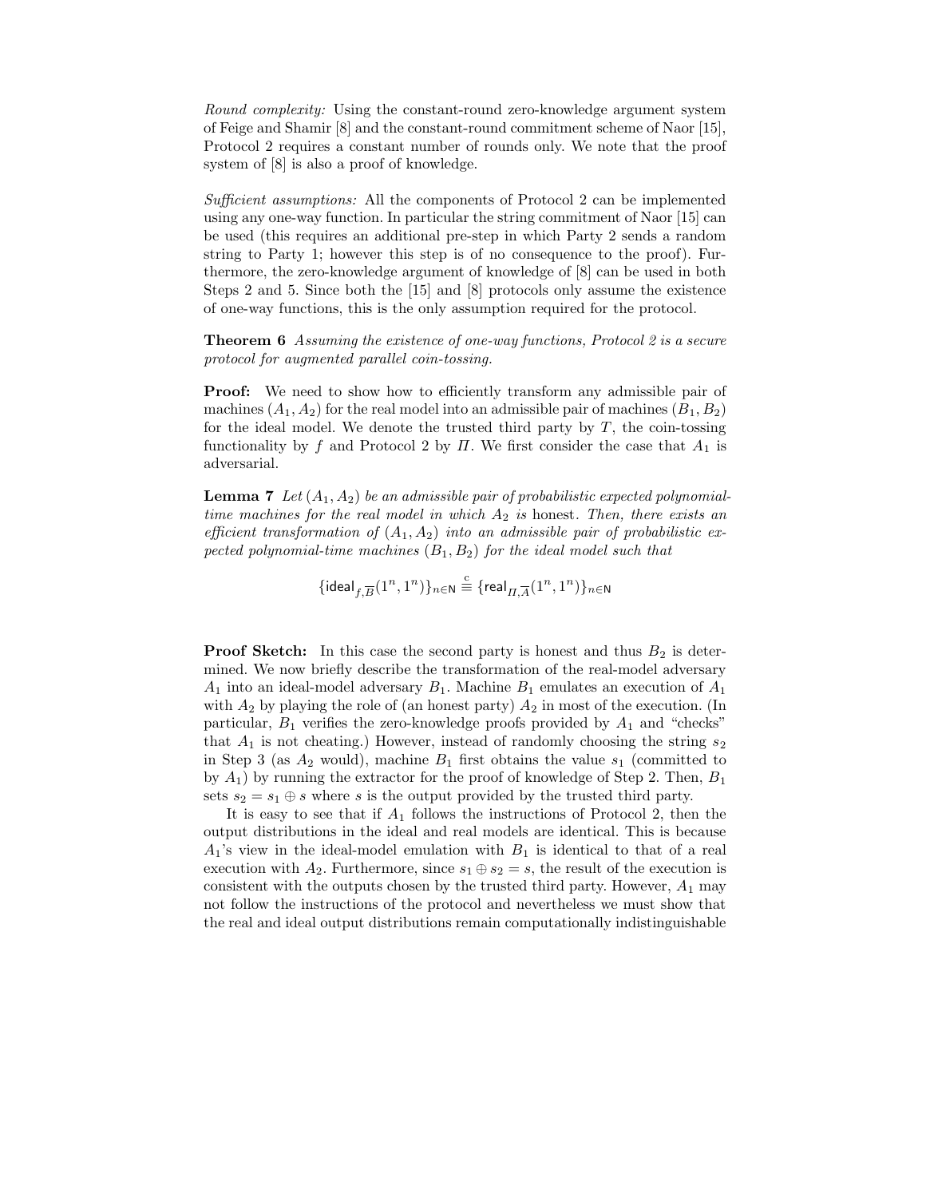*Round complexity:* Using the constant-round zero-knowledge argument system of Feige and Shamir [8] and the constant-round commitment scheme of Naor [15], Protocol 2 requires a constant number of rounds only. We note that the proof system of [8] is also a proof of knowledge.

*Sufficient assumptions:* All the components of Protocol 2 can be implemented using any one-way function. In particular the string commitment of Naor [15] can be used (this requires an additional pre-step in which Party 2 sends a random string to Party 1; however this step is of no consequence to the proof). Furthermore, the zero-knowledge argument of knowledge of [8] can be used in both Steps 2 and 5. Since both the [15] and [8] protocols only assume the existence of one-way functions, this is the only assumption required for the protocol.

**Theorem 6** *Assuming the existence of one-way functions, Protocol 2 is a secure protocol for augmented parallel coin-tossing.*

**Proof:** We need to show how to efficiently transform any admissible pair of machines $(A_1, A_2)$ for the real model into an admissible pair of machines $(B_1, B_2)$ for the ideal model. We denote the trusted third party by $T$, the coin-tossing functionality by $f$ and Protocol 2 by $\Pi$. We first consider the case that $A_1$ is adversarial.

**Lemma 7** *Let $(A_1, A_2)$ be an admissible pair of probabilistic expected polynomial-time machines for the real model in which $A_2$ is* honest*. Then, there exists an efficient transformation of $(A_1, A_2)$ into an admissible pair of probabilistic expected polynomial-time machines $(B_1, B_2)$ for the ideal model such that*

$$\{\mathsf{ideal}_{f,\overline{B}}(1^n, 1^n)\}_{n\in\mathsf{N}} \stackrel{\mathrm{c}}{\equiv} \{\mathsf{real}_{\Pi,\overline{A}}(1^n, 1^n)\}_{n\in\mathsf{N}}$$

**Proof Sketch:** In this case the second party is honest and thus $B_2$ is determined. We now briefly describe the transformation of the real-model adversary $A_1$ into an ideal-model adversary $B_1$. Machine $B_1$ emulates an execution of $A_1$ with $A_2$ by playing the role of (an honest party) $A_2$ in most of the execution. (In particular, $B_1$ verifies the zero-knowledge proofs provided by $A_1$ and "checks" that $A_1$ is not cheating.) However, instead of randomly choosing the string $s_2$ in Step 3 (as $A_2$ would), machine $B_1$ first obtains the value $s_1$ (committed to by $A_1$) by running the extractor for the proof of knowledge of Step 2. Then, $B_1$ sets $s_2 = s_1 \oplus s$ where $s$ is the output provided by the trusted third party.

It is easy to see that if $A_1$ follows the instructions of Protocol 2, then the output distributions in the ideal and real models are identical. This is because $A_1$'s view in the ideal-model emulation with $B_1$ is identical to that of a real execution with $A_2$. Furthermore, since $s_1 \oplus s_2 = s$, the result of the execution is consistent with the outputs chosen by the trusted third party. However, $A_1$ may not follow the instructions of the protocol and nevertheless we must show that the real and ideal output distributions remain computationally indistinguishable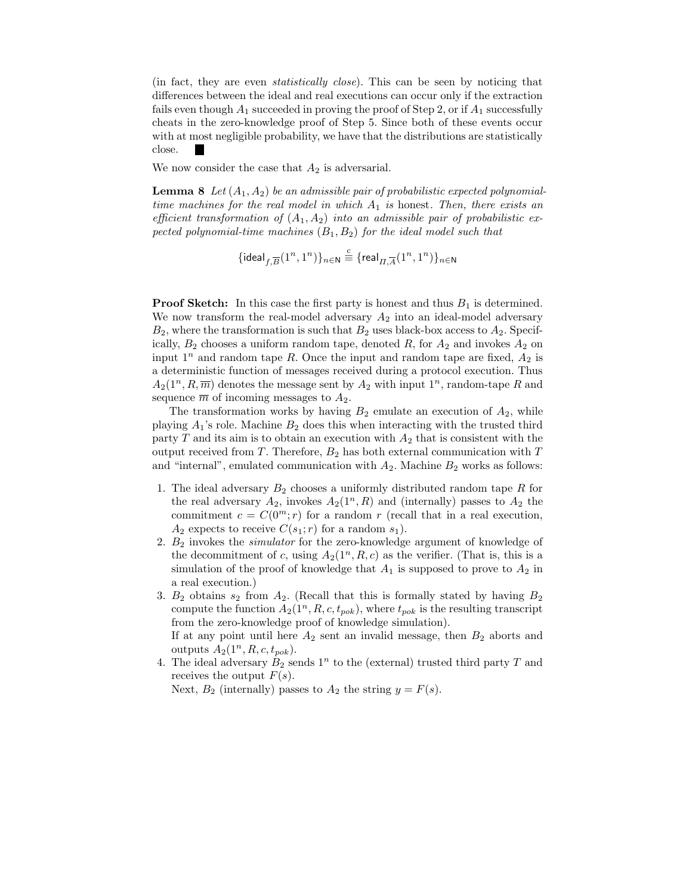(in fact, they are even *statistically close*). This can be seen by noticing that differences between the ideal and real executions can occur only if the extraction fails even though $A_1$ succeeded in proving the proof of Step 2, or if $A_1$ successfully cheats in the zero-knowledge proof of Step 5. Since both of these events occur with at most negligible probability, we have that the distributions are statistically close. ■

We now consider the case that $A_2$ is adversarial.

**Lemma 8** *Let $(A_1, A_2)$ be an admissible pair of probabilistic expected polynomial-time machines for the real model in which $A_1$ is* honest. *Then, there exists an efficient transformation of $(A_1, A_2)$ into an admissible pair of probabilistic expected polynomial-time machines $(B_1, B_2)$ for the ideal model such that*

$$\{\mathsf{ideal}_{f,\overline{B}}(1^n, 1^n)\}_{n\in\mathsf{N}} \stackrel{\mathrm{c}}{\equiv} \{\mathsf{real}_{\Pi,\overline{A}}(1^n, 1^n)\}_{n\in\mathsf{N}}$$

**Proof Sketch:** In this case the first party is honest and thus $B_1$ is determined. We now transform the real-model adversary $A_2$ into an ideal-model adversary $B_2$, where the transformation is such that $B_2$ uses black-box access to $A_2$. Specifically, $B_2$ chooses a uniform random tape, denoted $R$, for $A_2$ and invokes $A_2$ on input $1^n$ and random tape $R$. Once the input and random tape are fixed, $A_2$ is a deterministic function of messages received during a protocol execution. Thus $A_2(1^n, R, \overline{m})$ denotes the message sent by $A_2$ with input $1^n$, random-tape $R$ and sequence $\overline{m}$ of incoming messages to $A_2$.

The transformation works by having $B_2$ emulate an execution of $A_2$, while playing $A_1$'s role. Machine $B_2$ does this when interacting with the trusted third party $T$ and its aim is to obtain an execution with $A_2$ that is consistent with the output received from $T$. Therefore, $B_2$ has both external communication with $T$ and "internal", emulated communication with $A_2$. Machine $B_2$ works as follows:

1. The ideal adversary $B_2$ chooses a uniformly distributed random tape $R$ for the real adversary $A_2$, invokes $A_2(1^n, R)$ and (internally) passes to $A_2$ the commitment $c = C(0^m; r)$ for a random $r$ (recall that in a real execution, $A_2$ expects to receive $C(s_1; r)$ for a random $s_1$).
2. $B_2$ invokes the *simulator* for the zero-knowledge argument of knowledge of the decommitment of $c$, using $A_2(1^n, R, c)$ as the verifier. (That is, this is a simulation of the proof of knowledge that $A_1$ is supposed to prove to $A_2$ in a real execution.)
3. $B_2$ obtains $s_2$ from $A_2$. (Recall that this is formally stated by having $B_2$ compute the function $A_2(1^n, R, c, t_{pok})$, where $t_{pok}$ is the resulting transcript from the zero-knowledge proof of knowledge simulation).
   If at any point until here $A_2$ sent an invalid message, then $B_2$ aborts and outputs $A_2(1^n, R, c, t_{pok})$.
4. The ideal adversary $B_2$ sends $1^n$ to the (external) trusted third party $T$ and receives the output $F(s)$.
   Next, $B_2$ (internally) passes to $A_2$ the string $y = F(s)$.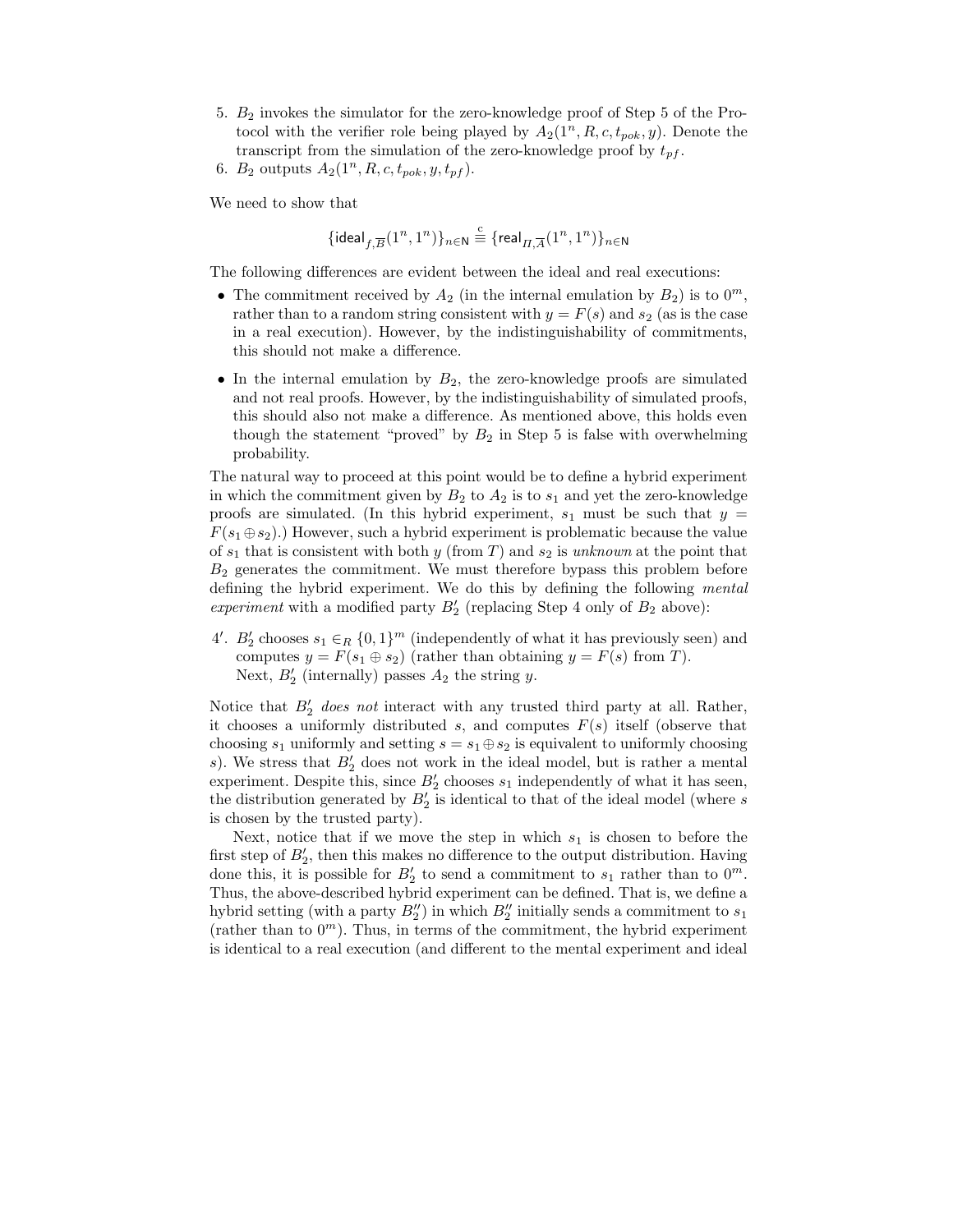5. $B_2$ invokes the simulator for the zero-knowledge proof of Step 5 of the Protocol with the verifier role being played by $A_2(1^n, R, c, t_{pok}, y)$. Denote the transcript from the simulation of the zero-knowledge proof by $t_{pf}$.
6. $B_2$ outputs $A_2(1^n, R, c, t_{pok}, y, t_{pf})$.

We need to show that

$$\{\mathsf{ideal}_{f,\overline{B}}(1^n, 1^n)\}_{n\in\mathsf{N}} \stackrel{c}{\equiv} \{\mathsf{real}_{\Pi,\overline{A}}(1^n, 1^n)\}_{n\in\mathsf{N}}$$

The following differences are evident between the ideal and real executions:

- The commitment received by $A_2$ (in the internal emulation by $B_2$) is to $0^m$, rather than to a random string consistent with $y = F(s)$ and $s_2$ (as is the case in a real execution). However, by the indistinguishability of commitments, this should not make a difference.
- In the internal emulation by $B_2$, the zero-knowledge proofs are simulated and not real proofs. However, by the indistinguishability of simulated proofs, this should also not make a difference. As mentioned above, this holds even though the statement "proved" by $B_2$ in Step 5 is false with overwhelming probability.

The natural way to proceed at this point would be to define a hybrid experiment in which the commitment given by $B_2$ to $A_2$ is to $s_1$ and yet the zero-knowledge proofs are simulated. (In this hybrid experiment, $s_1$ must be such that $y = F(s_1 \oplus s_2)$.) However, such a hybrid experiment is problematic because the value of $s_1$ that is consistent with both $y$ (from $T$) and $s_2$ is *unknown* at the point that $B_2$ generates the commitment. We must therefore bypass this problem before defining the hybrid experiment. We do this by defining the following *mental experiment* with a modified party $B_2'$ (replacing Step 4 only of $B_2$ above):

4′. $B_2'$ chooses $s_1 \in_R \{0,1\}^m$ (independently of what it has previously seen) and computes $y = F(s_1 \oplus s_2)$ (rather than obtaining $y = F(s)$ from $T$).
Next, $B_2'$ (internally) passes $A_2$ the string $y$.

Notice that $B_2'$ *does not* interact with any trusted third party at all. Rather, it chooses a uniformly distributed $s$, and computes $F(s)$ itself (observe that choosing $s_1$ uniformly and setting $s = s_1 \oplus s_2$ is equivalent to uniformly choosing $s$). We stress that $B_2'$ does not work in the ideal model, but is rather a mental experiment. Despite this, since $B_2'$ chooses $s_1$ independently of what it has seen, the distribution generated by $B_2'$ is identical to that of the ideal model (where $s$ is chosen by the trusted party).

Next, notice that if we move the step in which $s_1$ is chosen to before the first step of $B_2'$, then this makes no difference to the output distribution. Having done this, it is possible for $B_2'$ to send a commitment to $s_1$ rather than to $0^m$. Thus, the above-described hybrid experiment can be defined. That is, we define a hybrid setting (with a party $B_2''$) in which $B_2''$ initially sends a commitment to $s_1$ (rather than to $0^m$). Thus, in terms of the commitment, the hybrid experiment is identical to a real execution (and different to the mental experiment and ideal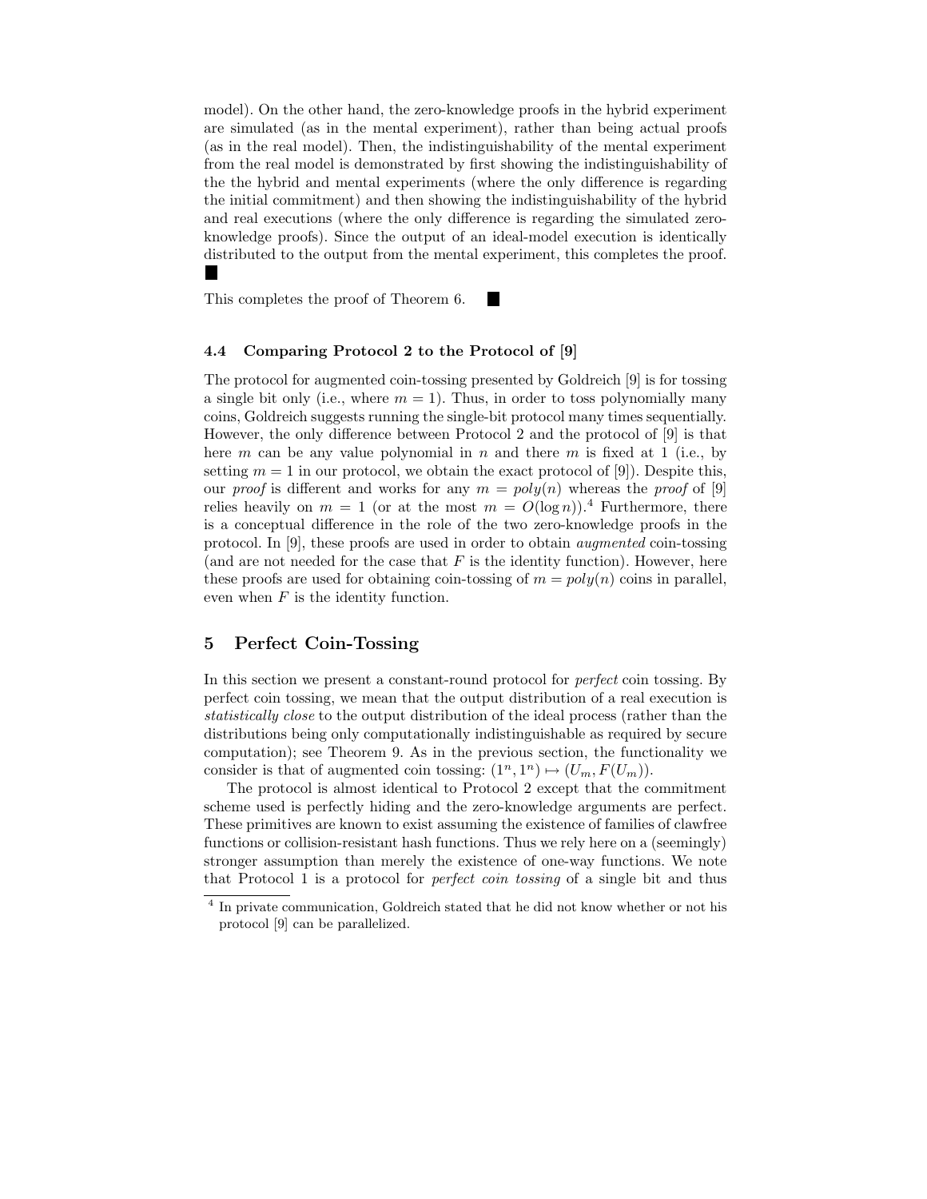model). On the other hand, the zero-knowledge proofs in the hybrid experiment are simulated (as in the mental experiment), rather than being actual proofs (as in the real model). Then, the indistinguishability of the mental experiment from the real model is demonstrated by first showing the indistinguishability of the the hybrid and mental experiments (where the only difference is regarding the initial commitment) and then showing the indistinguishability of the hybrid and real executions (where the only difference is regarding the simulated zero-knowledge proofs). Since the output of an ideal-model execution is identically distributed to the output from the mental experiment, this completes the proof. ■

This completes the proof of Theorem 6. ■

### 4.4 Comparing Protocol 2 to the Protocol of [9]

The protocol for augmented coin-tossing presented by Goldreich [9] is for tossing a single bit only (i.e., where $m = 1$). Thus, in order to toss polynomially many coins, Goldreich suggests running the single-bit protocol many times sequentially. However, the only difference between Protocol 2 and the protocol of [9] is that here $m$ can be any value polynomial in $n$ and there $m$ is fixed at 1 (i.e., by setting $m = 1$ in our protocol, we obtain the exact protocol of [9]). Despite this, our *proof* is different and works for any $m = poly(n)$ whereas the *proof* of [9] relies heavily on $m = 1$ (or at the most $m = O(\log n)$).[4] Furthermore, there is a conceptual difference in the role of the two zero-knowledge proofs in the protocol. In [9], these proofs are used in order to obtain *augmented* coin-tossing (and are not needed for the case that $F$ is the identity function). However, here these proofs are used for obtaining coin-tossing of $m = poly(n)$ coins in parallel, even when $F$ is the identity function.

## 5 Perfect Coin-Tossing

In this section we present a constant-round protocol for *perfect* coin tossing. By perfect coin tossing, we mean that the output distribution of a real execution is *statistically close* to the output distribution of the ideal process (rather than the distributions being only computationally indistinguishable as required by secure computation); see Theorem 9. As in the previous section, the functionality we consider is that of augmented coin tossing: $(1^n, 1^n) \mapsto (U_m, F(U_m))$.

The protocol is almost identical to Protocol 2 except that the commitment scheme used is perfectly hiding and the zero-knowledge arguments are perfect. These primitives are known to exist assuming the existence of families of clawfree functions or collision-resistant hash functions. Thus we rely here on a (seemingly) stronger assumption than merely the existence of one-way functions. We note that Protocol 1 is a protocol for *perfect coin tossing* of a single bit and thus

[4] In private communication, Goldreich stated that he did not know whether or not his protocol [9] can be parallelized.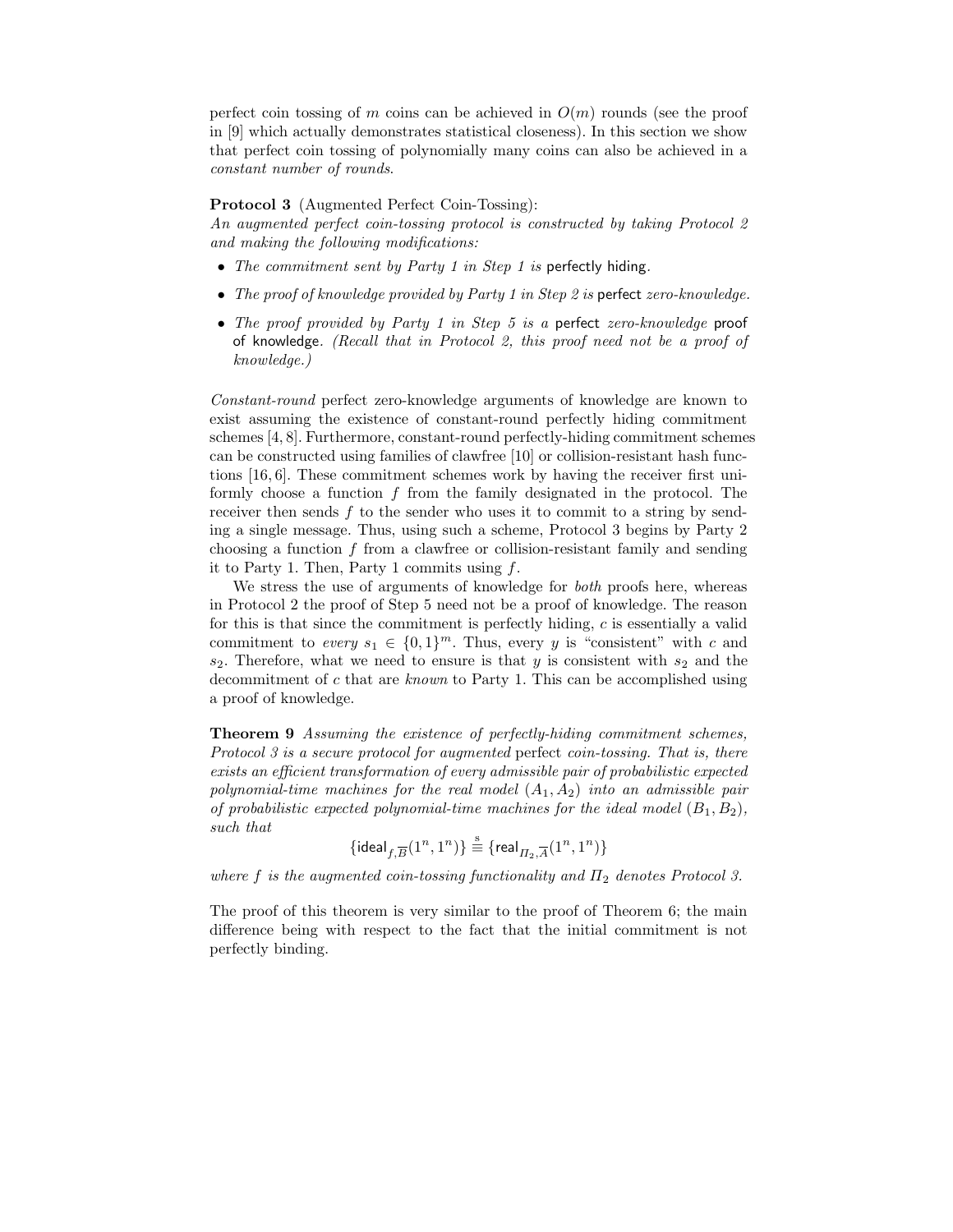perfect coin tossing of $m$ coins can be achieved in $O(m)$ rounds (see the proof in [9] which actually demonstrates statistical closeness). In this section we show that perfect coin tossing of polynomially many coins can also be achieved in a *constant number of rounds*.

**Protocol 3** (Augmented Perfect Coin-Tossing):
*An augmented perfect coin-tossing protocol is constructed by taking Protocol 2 and making the following modifications:*

- *The commitment sent by Party 1 in Step 1 is* perfectly hiding*.*
- *The proof of knowledge provided by Party 1 in Step 2 is* perfect *zero-knowledge.*
- *The proof provided by Party 1 in Step 5 is a* perfect *zero-knowledge* proof of knowledge*. (Recall that in Protocol 2, this proof need not be a proof of knowledge.)*

*Constant-round* perfect zero-knowledge arguments of knowledge are known to exist assuming the existence of constant-round perfectly hiding commitment schemes [4, 8]. Furthermore, constant-round perfectly-hiding commitment schemes can be constructed using families of clawfree [10] or collision-resistant hash functions [16, 6]. These commitment schemes work by having the receiver first uniformly choose a function $f$ from the family designated in the protocol. The receiver then sends $f$ to the sender who uses it to commit to a string by sending a single message. Thus, using such a scheme, Protocol 3 begins by Party 2 choosing a function $f$ from a clawfree or collision-resistant family and sending it to Party 1. Then, Party 1 commits using $f$.

We stress the use of arguments of knowledge for *both* proofs here, whereas in Protocol 2 the proof of Step 5 need not be a proof of knowledge. The reason for this is that since the commitment is perfectly hiding, $c$ is essentially a valid commitment to *every* $s_1 \in \{0,1\}^m$. Thus, every $y$ is "consistent" with $c$ and $s_2$. Therefore, what we need to ensure is that $y$ is consistent with $s_2$ and the decommitment of $c$ that are *known* to Party 1. This can be accomplished using a proof of knowledge.

**Theorem 9** *Assuming the existence of perfectly-hiding commitment schemes, Protocol 3 is a secure protocol for augmented* perfect *coin-tossing. That is, there exists an efficient transformation of every admissible pair of probabilistic expected polynomial-time machines for the real model $(A_1, A_2)$ into an admissible pair of probabilistic expected polynomial-time machines for the ideal model $(B_1, B_2)$, such that*

$$\{\mathsf{ideal}_{f,\overline{B}}(1^n, 1^n)\} \stackrel{\mathrm{s}}{\equiv} \{\mathsf{real}_{\Pi_2,\overline{A}}(1^n, 1^n)\}$$

*where $f$ is the augmented coin-tossing functionality and $\Pi_2$ denotes Protocol 3.*

The proof of this theorem is very similar to the proof of Theorem 6; the main difference being with respect to the fact that the initial commitment is not perfectly binding.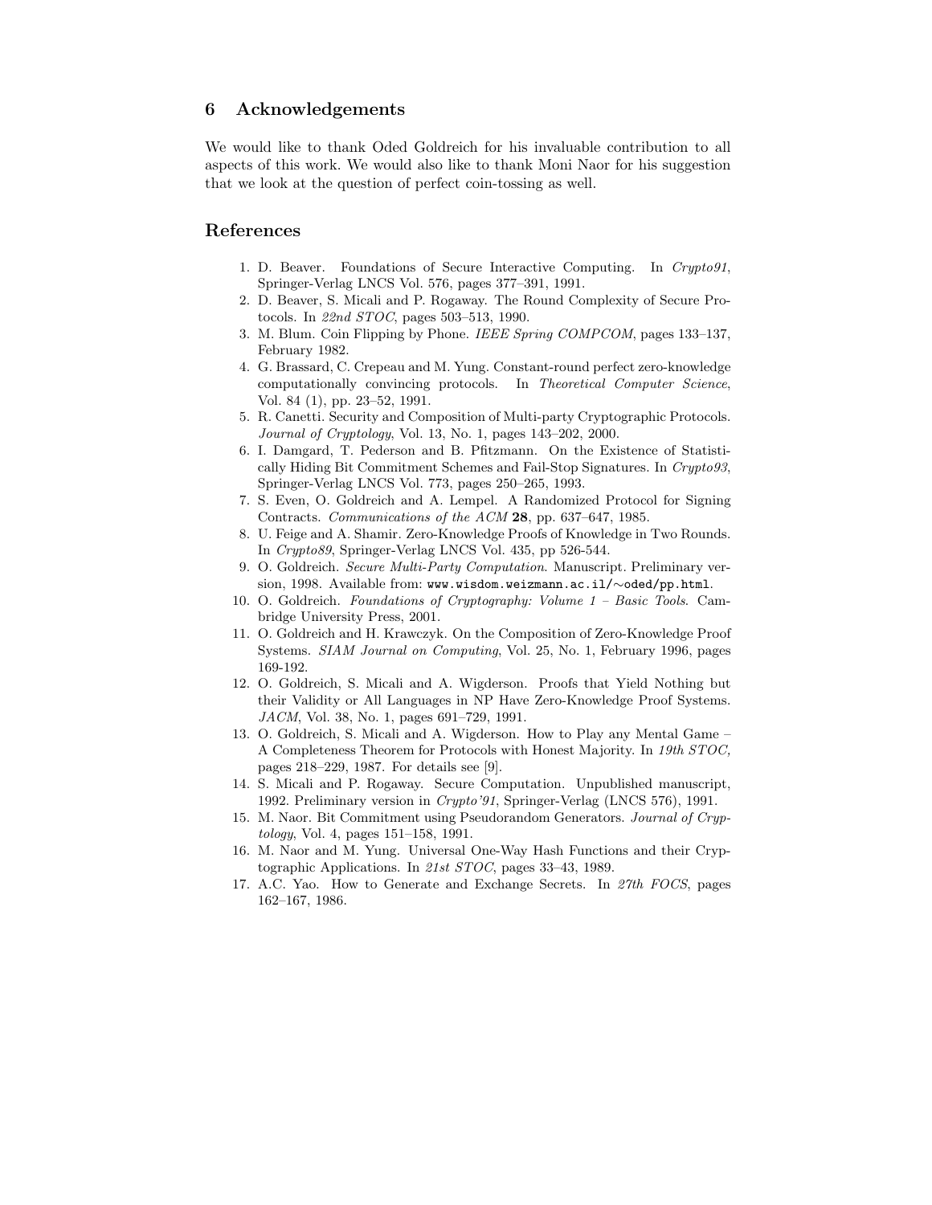## 6 Acknowledgements

We would like to thank Oded Goldreich for his invaluable contribution to all aspects of this work. We would also like to thank Moni Naor for his suggestion that we look at the question of perfect coin-tossing as well.

## References

1. D. Beaver. Foundations of Secure Interactive Computing. In *Crypto91*, Springer-Verlag LNCS Vol. 576, pages 377–391, 1991.
2. D. Beaver, S. Micali and P. Rogaway. The Round Complexity of Secure Protocols. In *22nd STOC*, pages 503–513, 1990.
3. M. Blum. Coin Flipping by Phone. *IEEE Spring COMPCOM*, pages 133–137, February 1982.
4. G. Brassard, C. Crepeau and M. Yung. Constant-round perfect zero-knowledge computationally convincing protocols. In *Theoretical Computer Science*, Vol. 84 (1), pp. 23–52, 1991.
5. R. Canetti. Security and Composition of Multi-party Cryptographic Protocols. *Journal of Cryptology*, Vol. 13, No. 1, pages 143–202, 2000.
6. I. Damgard, T. Pederson and B. Pfitzmann. On the Existence of Statistically Hiding Bit Commitment Schemes and Fail-Stop Signatures. In *Crypto93*, Springer-Verlag LNCS Vol. 773, pages 250–265, 1993.
7. S. Even, O. Goldreich and A. Lempel. A Randomized Protocol for Signing Contracts. *Communications of the ACM* **28**, pp. 637–647, 1985.
8. U. Feige and A. Shamir. Zero-Knowledge Proofs of Knowledge in Two Rounds. In *Crypto89*, Springer-Verlag LNCS Vol. 435, pp 526-544.
9. O. Goldreich. *Secure Multi-Party Computation*. Manuscript. Preliminary version, 1998. Available from: `www.wisdom.weizmann.ac.il/∼oded/pp.html`.
10. O. Goldreich. *Foundations of Cryptography: Volume 1 – Basic Tools*. Cambridge University Press, 2001.
11. O. Goldreich and H. Krawczyk. On the Composition of Zero-Knowledge Proof Systems. *SIAM Journal on Computing*, Vol. 25, No. 1, February 1996, pages 169-192.
12. O. Goldreich, S. Micali and A. Wigderson. Proofs that Yield Nothing but their Validity or All Languages in NP Have Zero-Knowledge Proof Systems. *JACM*, Vol. 38, No. 1, pages 691–729, 1991.
13. O. Goldreich, S. Micali and A. Wigderson. How to Play any Mental Game – A Completeness Theorem for Protocols with Honest Majority. In *19th STOC*, pages 218–229, 1987. For details see [9].
14. S. Micali and P. Rogaway. Secure Computation. Unpublished manuscript, 1992. Preliminary version in *Crypto'91*, Springer-Verlag (LNCS 576), 1991.
15. M. Naor. Bit Commitment using Pseudorandom Generators. *Journal of Cryptology*, Vol. 4, pages 151–158, 1991.
16. M. Naor and M. Yung. Universal One-Way Hash Functions and their Cryptographic Applications. In *21st STOC*, pages 33–43, 1989.
17. A.C. Yao. How to Generate and Exchange Secrets. In *27th FOCS*, pages 162–167, 1986.